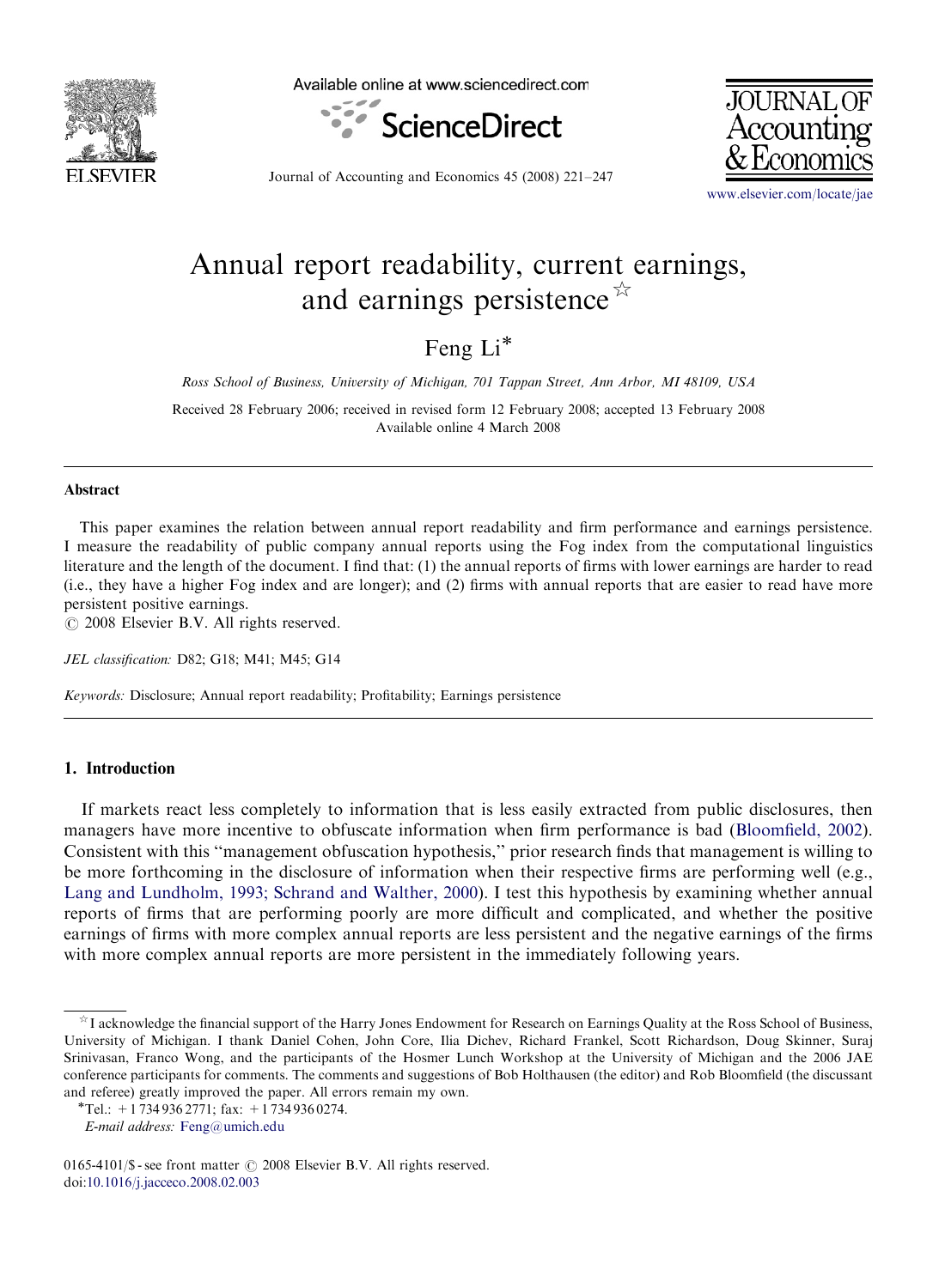# Annual report readability, current earnings, and earnings persistence[☆]

Feng Li*

*Ross School of Business, University of Michigan, 701 Tappan Street, Ann Arbor, MI 48109, USA*

Received 28 February 2006; received in revised form 12 February 2008; accepted 13 February 2008
Available online 4 March 2008

## Abstract

This paper examines the relation between annual report readability and firm performance and earnings persistence. I measure the readability of public company annual reports using the Fog index from the computational linguistics literature and the length of the document. I find that: (1) the annual reports of firms with lower earnings are harder to read (i.e., they have a higher Fog index and are longer); and (2) firms with annual reports that are easier to read have more persistent positive earnings.

© 2008 Elsevier B.V. All rights reserved.

*JEL classification:* D82; G18; M41; M45; G14

*Keywords:* Disclosure; Annual report readability; Profitability; Earnings persistence

## 1. Introduction

If markets react less completely to information that is less easily extracted from public disclosures, then managers have more incentive to obfuscate information when firm performance is bad (Bloomfield, 2002). Consistent with this "management obfuscation hypothesis," prior research finds that management is willing to be more forthcoming in the disclosure of information when their respective firms are performing well (e.g., Lang and Lundholm, 1993; Schrand and Walther, 2000). I test this hypothesis by examining whether annual reports of firms that are performing poorly are more difficult and complicated, and whether the positive earnings of firms with more complex annual reports are less persistent and the negative earnings of the firms with more complex annual reports are more persistent in the immediately following years.

---

[☆] I acknowledge the financial support of the Harry Jones Endowment for Research on Earnings Quality at the Ross School of Business, University of Michigan. I thank Daniel Cohen, John Core, Ilia Dichev, Richard Frankel, Scott Richardson, Doug Skinner, Suraj Srinivasan, Franco Wong, and the participants of the Hosmer Lunch Workshop at the University of Michigan and the 2006 JAE conference participants for comments. The comments and suggestions of Bob Holthausen (the editor) and Rob Bloomfield (the discussant and referee) greatly improved the paper. All errors remain my own.

*Tel.: +1 734 936 2771; fax: +1 734 936 0274.

*E-mail address:* Feng@umich.edu

0165-4101/$ - see front matter © 2008 Elsevier B.V. All rights reserved.
doi:10.1016/j.jacceco.2008.02.003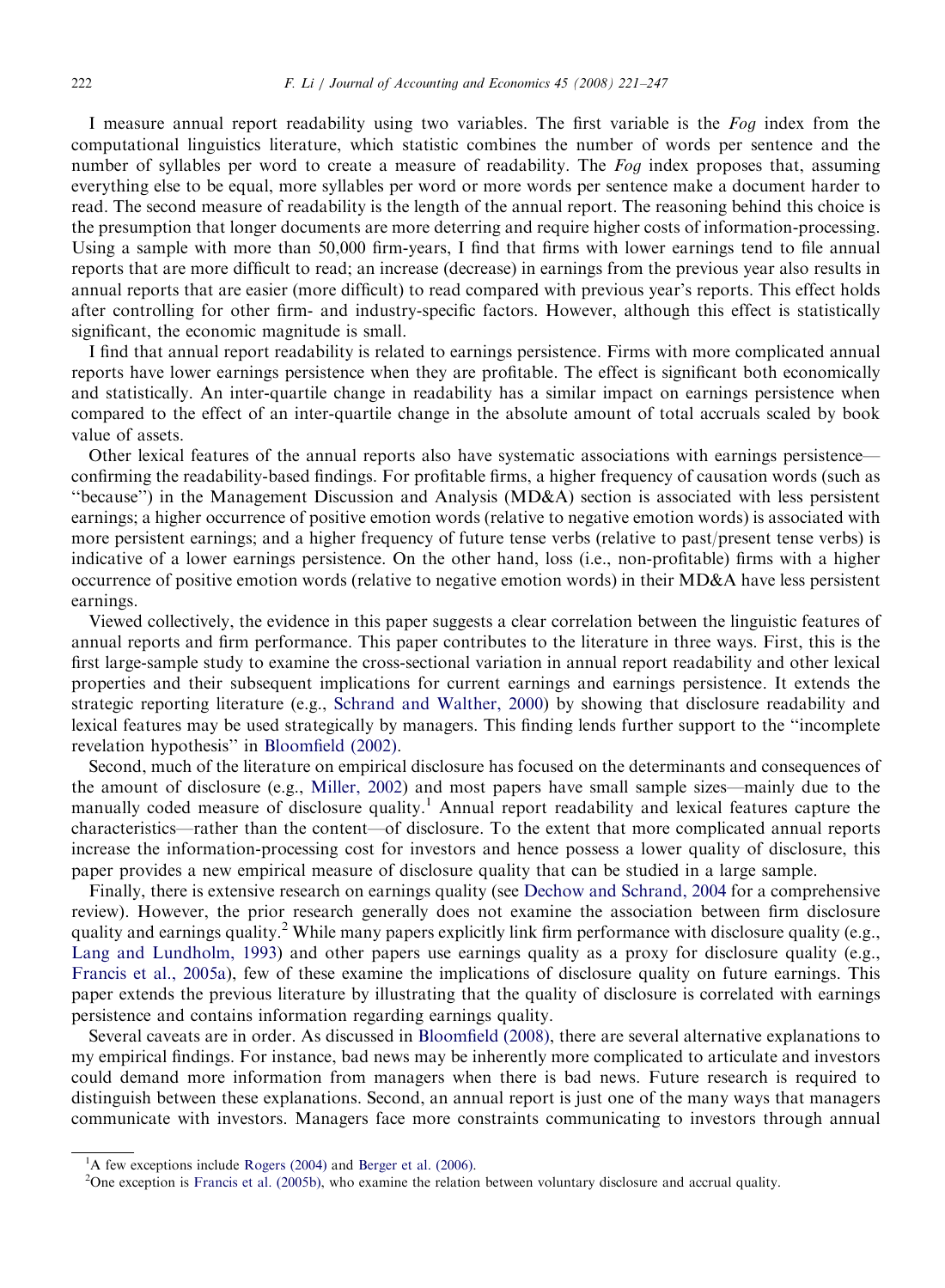I measure annual report readability using two variables. The first variable is the *Fog* index from the computational linguistics literature, which statistic combines the number of words per sentence and the number of syllables per word to create a measure of readability. The *Fog* index proposes that, assuming everything else to be equal, more syllables per word or more words per sentence make a document harder to read. The second measure of readability is the length of the annual report. The reasoning behind this choice is the presumption that longer documents are more deterring and require higher costs of information-processing. Using a sample with more than 50,000 firm-years, I find that firms with lower earnings tend to file annual reports that are more difficult to read; an increase (decrease) in earnings from the previous year also results in annual reports that are easier (more difficult) to read compared with previous year's reports. This effect holds after controlling for other firm- and industry-specific factors. However, although this effect is statistically significant, the economic magnitude is small.

I find that annual report readability is related to earnings persistence. Firms with more complicated annual reports have lower earnings persistence when they are profitable. The effect is significant both economically and statistically. An inter-quartile change in readability has a similar impact on earnings persistence when compared to the effect of an inter-quartile change in the absolute amount of total accruals scaled by book value of assets.

Other lexical features of the annual reports also have systematic associations with earnings persistence—confirming the readability-based findings. For profitable firms, a higher frequency of causation words (such as "because") in the Management Discussion and Analysis (MD&A) section is associated with less persistent earnings; a higher occurrence of positive emotion words (relative to negative emotion words) is associated with more persistent earnings; and a higher frequency of future tense verbs (relative to past/present tense verbs) is indicative of a lower earnings persistence. On the other hand, loss (i.e., non-profitable) firms with a higher occurrence of positive emotion words (relative to negative emotion words) in their MD&A have less persistent earnings.

Viewed collectively, the evidence in this paper suggests a clear correlation between the linguistic features of annual reports and firm performance. This paper contributes to the literature in three ways. First, this is the first large-sample study to examine the cross-sectional variation in annual report readability and other lexical properties and their subsequent implications for current earnings and earnings persistence. It extends the strategic reporting literature (e.g., Schrand and Walther, 2000) by showing that disclosure readability and lexical features may be used strategically by managers. This finding lends further support to the "incomplete revelation hypothesis" in Bloomfield (2002).

Second, much of the literature on empirical disclosure has focused on the determinants and consequences of the amount of disclosure (e.g., Miller, 2002) and most papers have small sample sizes—mainly due to the manually coded measure of disclosure quality.[1] Annual report readability and lexical features capture the characteristics—rather than the content—of disclosure. To the extent that more complicated annual reports increase the information-processing cost for investors and hence possess a lower quality of disclosure, this paper provides a new empirical measure of disclosure quality that can be studied in a large sample.

Finally, there is extensive research on earnings quality (see Dechow and Schrand, 2004 for a comprehensive review). However, the prior research generally does not examine the association between firm disclosure quality and earnings quality.[2] While many papers explicitly link firm performance with disclosure quality (e.g., Lang and Lundholm, 1993) and other papers use earnings quality as a proxy for disclosure quality (e.g., Francis et al., 2005a), few of these examine the implications of disclosure quality on future earnings. This paper extends the previous literature by illustrating that the quality of disclosure is correlated with earnings persistence and contains information regarding earnings quality.

Several caveats are in order. As discussed in Bloomfield (2008), there are several alternative explanations to my empirical findings. For instance, bad news may be inherently more complicated to articulate and investors could demand more information from managers when there is bad news. Future research is required to distinguish between these explanations. Second, an annual report is just one of the many ways that managers communicate with investors. Managers face more constraints communicating to investors through annual

[1] A few exceptions include Rogers (2004) and Berger et al. (2006).

[2] One exception is Francis et al. (2005b), who examine the relation between voluntary disclosure and accrual quality.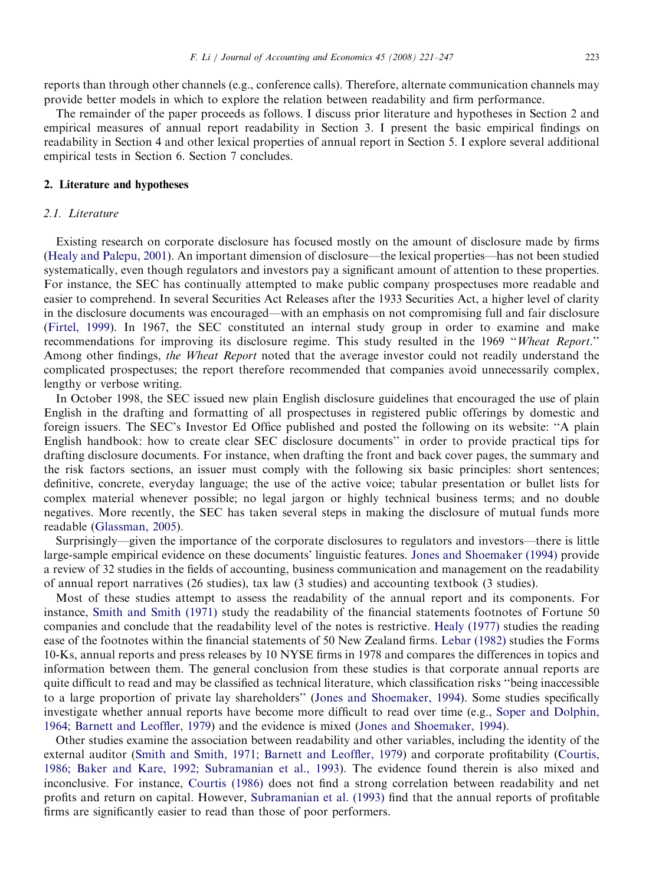reports than through other channels (e.g., conference calls). Therefore, alternate communication channels may provide better models in which to explore the relation between readability and firm performance.

The remainder of the paper proceeds as follows. I discuss prior literature and hypotheses in Section 2 and empirical measures of annual report readability in Section 3. I present the basic empirical findings on readability in Section 4 and other lexical properties of annual report in Section 5. I explore several additional empirical tests in Section 6. Section 7 concludes.

## 2. Literature and hypotheses

### 2.1. Literature

Existing research on corporate disclosure has focused mostly on the amount of disclosure made by firms (Healy and Palepu, 2001). An important dimension of disclosure—the lexical properties—has not been studied systematically, even though regulators and investors pay a significant amount of attention to these properties. For instance, the SEC has continually attempted to make public company prospectuses more readable and easier to comprehend. In several Securities Act Releases after the 1933 Securities Act, a higher level of clarity in the disclosure documents was encouraged—with an emphasis on not compromising full and fair disclosure (Firtel, 1999). In 1967, the SEC constituted an internal study group in order to examine and make recommendations for improving its disclosure regime. This study resulted in the 1969 "*Wheat Report*." Among other findings, *the Wheat Report* noted that the average investor could not readily understand the complicated prospectuses; the report therefore recommended that companies avoid unnecessarily complex, lengthy or verbose writing.

In October 1998, the SEC issued new plain English disclosure guidelines that encouraged the use of plain English in the drafting and formatting of all prospectuses in registered public offerings by domestic and foreign issuers. The SEC's Investor Ed Office published and posted the following on its website: "A plain English handbook: how to create clear SEC disclosure documents" in order to provide practical tips for drafting disclosure documents. For instance, when drafting the front and back cover pages, the summary and the risk factors sections, an issuer must comply with the following six basic principles: short sentences; definitive, concrete, everyday language; the use of the active voice; tabular presentation or bullet lists for complex material whenever possible; no legal jargon or highly technical business terms; and no double negatives. More recently, the SEC has taken several steps in making the disclosure of mutual funds more readable (Glassman, 2005).

Surprisingly—given the importance of the corporate disclosures to regulators and investors—there is little large-sample empirical evidence on these documents' linguistic features. Jones and Shoemaker (1994) provide a review of 32 studies in the fields of accounting, business communication and management on the readability of annual report narratives (26 studies), tax law (3 studies) and accounting textbook (3 studies).

Most of these studies attempt to assess the readability of the annual report and its components. For instance, Smith and Smith (1971) study the readability of the financial statements footnotes of Fortune 50 companies and conclude that the readability level of the notes is restrictive. Healy (1977) studies the reading ease of the footnotes within the financial statements of 50 New Zealand firms. Lebar (1982) studies the Forms 10-Ks, annual reports and press releases by 10 NYSE firms in 1978 and compares the differences in topics and information between them. The general conclusion from these studies is that corporate annual reports are quite difficult to read and may be classified as technical literature, which classification risks "being inaccessible to a large proportion of private lay shareholders" (Jones and Shoemaker, 1994). Some studies specifically investigate whether annual reports have become more difficult to read over time (e.g., Soper and Dolphin, 1964; Barnett and Leoffler, 1979) and the evidence is mixed (Jones and Shoemaker, 1994).

Other studies examine the association between readability and other variables, including the identity of the external auditor (Smith and Smith, 1971; Barnett and Leoffler, 1979) and corporate profitability (Courtis, 1986; Baker and Kare, 1992; Subramanian et al., 1993). The evidence found therein is also mixed and inconclusive. For instance, Courtis (1986) does not find a strong correlation between readability and net profits and return on capital. However, Subramanian et al. (1993) find that the annual reports of profitable firms are significantly easier to read than those of poor performers.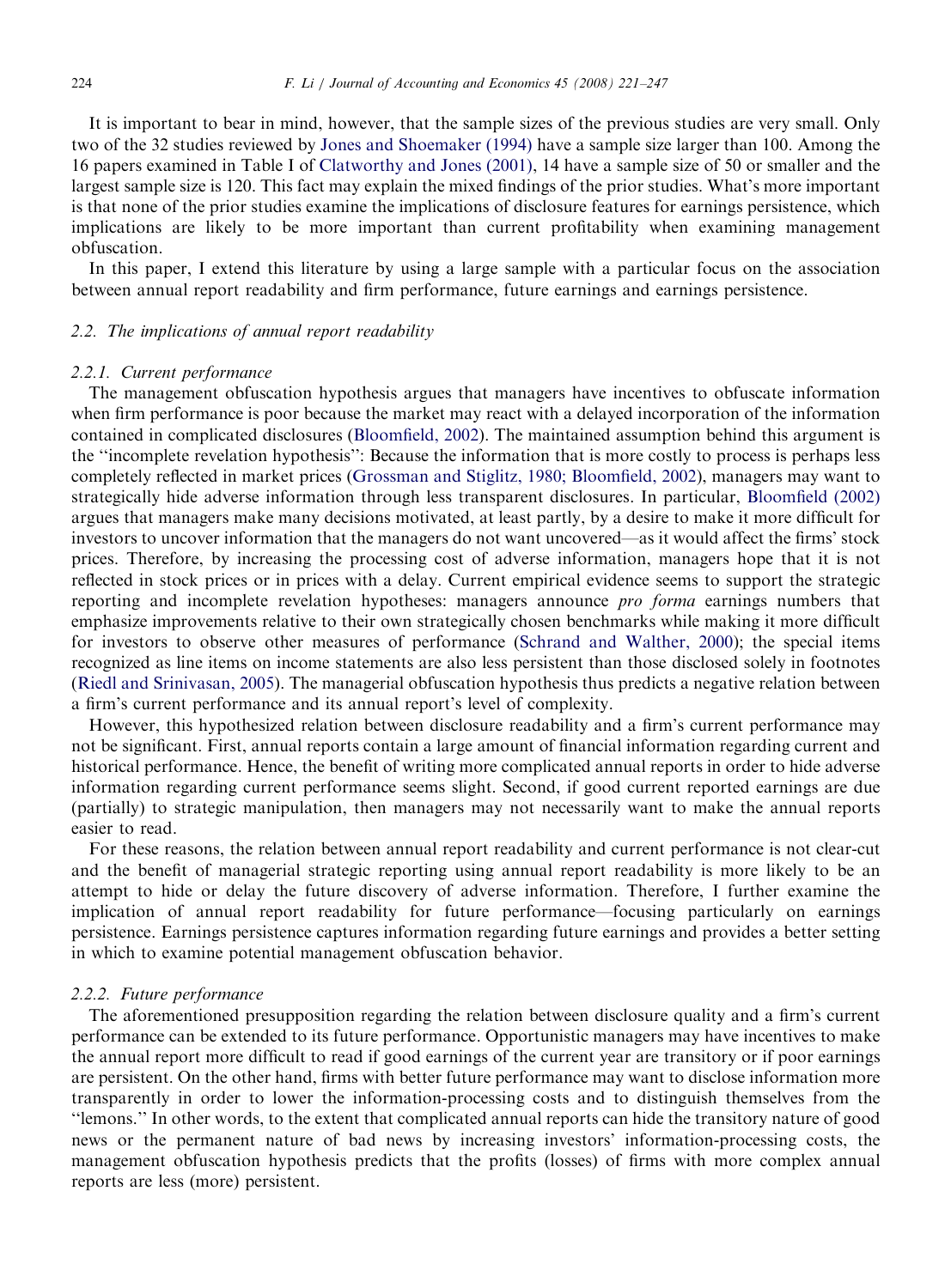It is important to bear in mind, however, that the sample sizes of the previous studies are very small. Only two of the 32 studies reviewed by Jones and Shoemaker (1994) have a sample size larger than 100. Among the 16 papers examined in Table I of Clatworthy and Jones (2001), 14 have a sample size of 50 or smaller and the largest sample size is 120. This fact may explain the mixed findings of the prior studies. What's more important is that none of the prior studies examine the implications of disclosure features for earnings persistence, which implications are likely to be more important than current profitability when examining management obfuscation.

In this paper, I extend this literature by using a large sample with a particular focus on the association between annual report readability and firm performance, future earnings and earnings persistence.

### 2.2. The implications of annual report readability

#### 2.2.1. Current performance

The management obfuscation hypothesis argues that managers have incentives to obfuscate information when firm performance is poor because the market may react with a delayed incorporation of the information contained in complicated disclosures (Bloomfield, 2002). The maintained assumption behind this argument is the "incomplete revelation hypothesis": Because the information that is more costly to process is perhaps less completely reflected in market prices (Grossman and Stiglitz, 1980; Bloomfield, 2002), managers may want to strategically hide adverse information through less transparent disclosures. In particular, Bloomfield (2002) argues that managers make many decisions motivated, at least partly, by a desire to make it more difficult for investors to uncover information that the managers do not want uncovered—as it would affect the firms' stock prices. Therefore, by increasing the processing cost of adverse information, managers hope that it is not reflected in stock prices or in prices with a delay. Current empirical evidence seems to support the strategic reporting and incomplete revelation hypotheses: managers announce *pro forma* earnings numbers that emphasize improvements relative to their own strategically chosen benchmarks while making it more difficult for investors to observe other measures of performance (Schrand and Walther, 2000); the special items recognized as line items on income statements are also less persistent than those disclosed solely in footnotes (Riedl and Srinivasan, 2005). The managerial obfuscation hypothesis thus predicts a negative relation between a firm's current performance and its annual report's level of complexity.

However, this hypothesized relation between disclosure readability and a firm's current performance may not be significant. First, annual reports contain a large amount of financial information regarding current and historical performance. Hence, the benefit of writing more complicated annual reports in order to hide adverse information regarding current performance seems slight. Second, if good current reported earnings are due (partially) to strategic manipulation, then managers may not necessarily want to make the annual reports easier to read.

For these reasons, the relation between annual report readability and current performance is not clear-cut and the benefit of managerial strategic reporting using annual report readability is more likely to be an attempt to hide or delay the future discovery of adverse information. Therefore, I further examine the implication of annual report readability for future performance—focusing particularly on earnings persistence. Earnings persistence captures information regarding future earnings and provides a better setting in which to examine potential management obfuscation behavior.

#### 2.2.2. Future performance

The aforementioned presupposition regarding the relation between disclosure quality and a firm's current performance can be extended to its future performance. Opportunistic managers may have incentives to make the annual report more difficult to read if good earnings of the current year are transitory or if poor earnings are persistent. On the other hand, firms with better future performance may want to disclose information more transparently in order to lower the information-processing costs and to distinguish themselves from the "lemons." In other words, to the extent that complicated annual reports can hide the transitory nature of good news or the permanent nature of bad news by increasing investors' information-processing costs, the management obfuscation hypothesis predicts that the profits (losses) of firms with more complex annual reports are less (more) persistent.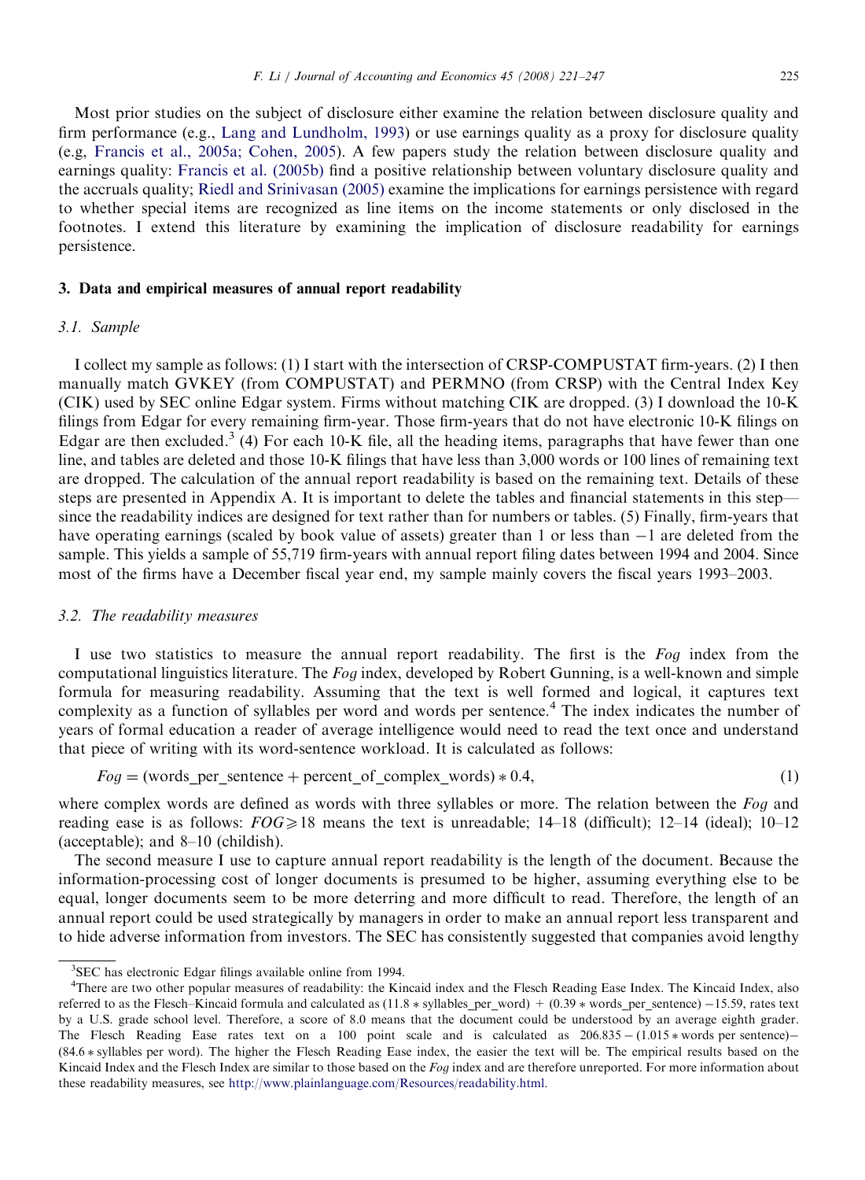Most prior studies on the subject of disclosure either examine the relation between disclosure quality and firm performance (e.g., Lang and Lundholm, 1993) or use earnings quality as a proxy for disclosure quality (e.g, Francis et al., 2005a; Cohen, 2005). A few papers study the relation between disclosure quality and earnings quality: Francis et al. (2005b) find a positive relationship between voluntary disclosure quality and the accruals quality; Riedl and Srinivasan (2005) examine the implications for earnings persistence with regard to whether special items are recognized as line items on the income statements or only disclosed in the footnotes. I extend this literature by examining the implication of disclosure readability for earnings persistence.

## 3. Data and empirical measures of annual report readability

### 3.1. Sample

I collect my sample as follows: (1) I start with the intersection of CRSP-COMPUSTAT firm-years. (2) I then manually match GVKEY (from COMPUSTAT) and PERMNO (from CRSP) with the Central Index Key (CIK) used by SEC online Edgar system. Firms without matching CIK are dropped. (3) I download the 10-K filings from Edgar for every remaining firm-year. Those firm-years that do not have electronic 10-K filings on Edgar are then excluded.[3] (4) For each 10-K file, all the heading items, paragraphs that have fewer than one line, and tables are deleted and those 10-K filings that have less than 3,000 words or 100 lines of remaining text are dropped. The calculation of the annual report readability is based on the remaining text. Details of these steps are presented in Appendix A. It is important to delete the tables and financial statements in this step—since the readability indices are designed for text rather than for numbers or tables. (5) Finally, firm-years that have operating earnings (scaled by book value of assets) greater than 1 or less than −1 are deleted from the sample. This yields a sample of 55,719 firm-years with annual report filing dates between 1994 and 2004. Since most of the firms have a December fiscal year end, my sample mainly covers the fiscal years 1993–2003.

### 3.2. The readability measures

I use two statistics to measure the annual report readability. The first is the *Fog* index from the computational linguistics literature. The *Fog* index, developed by Robert Gunning, is a well-known and simple formula for measuring readability. Assuming that the text is well formed and logical, it captures text complexity as a function of syllables per word and words per sentence.[4] The index indicates the number of years of formal education a reader of average intelligence would need to read the text once and understand that piece of writing with its word-sentence workload. It is calculated as follows:

$$Fog = (\text{words\_per\_sentence} + \text{percent\_of\_complex\_words}) * 0.4, \tag{1}$$

where complex words are defined as words with three syllables or more. The relation between the *Fog* and reading ease is as follows: $FOG \geqslant 18$ means the text is unreadable; 14–18 (difficult); 12–14 (ideal); 10–12 (acceptable); and 8–10 (childish).

The second measure I use to capture annual report readability is the length of the document. Because the information-processing cost of longer documents is presumed to be higher, assuming everything else to be equal, longer documents seem to be more deterring and more difficult to read. Therefore, the length of an annual report could be used strategically by managers in order to make an annual report less transparent and to hide adverse information from investors. The SEC has consistently suggested that companies avoid lengthy

[3] SEC has electronic Edgar filings available online from 1994.

[4] There are two other popular measures of readability: the Kincaid index and the Flesch Reading Ease Index. The Kincaid Index, also referred to as the Flesch–Kincaid formula and calculated as (11.8 * syllables_per_word) + (0.39 * words_per_sentence) −15.59, rates text by a U.S. grade school level. Therefore, a score of 8.0 means that the document could be understood by an average eighth grader. The Flesch Reading Ease rates text on a 100 point scale and is calculated as 206.835 − (1.015 * words per sentence)− (84.6 * syllables per word). The higher the Flesch Reading Ease index, the easier the text will be. The empirical results based on the Kincaid Index and the Flesch Index are similar to those based on the *Fog* index and are therefore unreported. For more information about these readability measures, see http://www.plainlanguage.com/Resources/readability.html.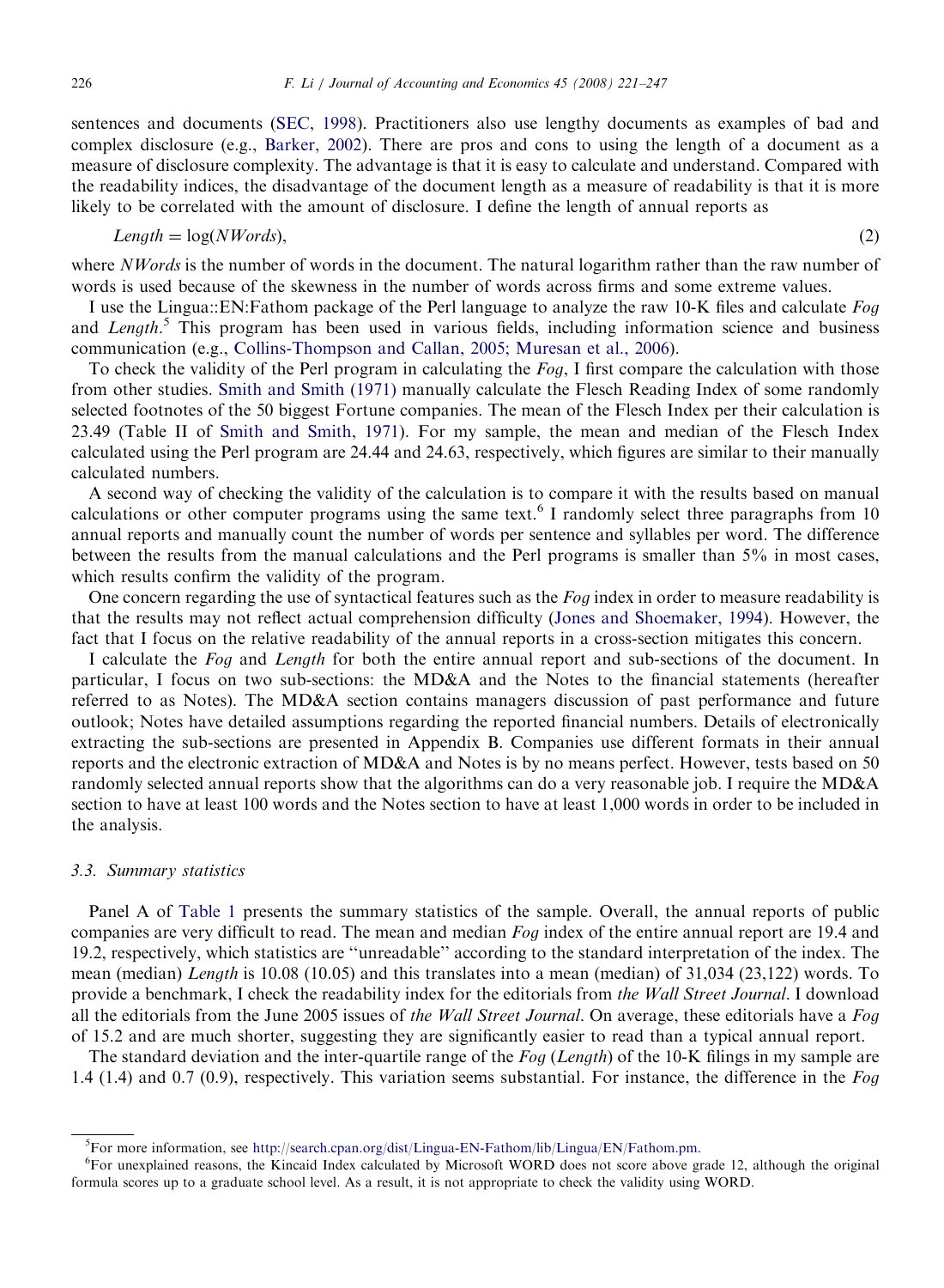sentences and documents (SEC, 1998). Practitioners also use lengthy documents as examples of bad and complex disclosure (e.g., Barker, 2002). There are pros and cons to using the length of a document as a measure of disclosure complexity. The advantage is that it is easy to calculate and understand. Compared with the readability indices, the disadvantage of the document length as a measure of readability is that it is more likely to be correlated with the amount of disclosure. I define the length of annual reports as

$$Length = \log(NWords), \tag{2}$$

where *NWords* is the number of words in the document. The natural logarithm rather than the raw number of words is used because of the skewness in the number of words across firms and some extreme values.

I use the Lingua::EN:Fathom package of the Perl language to analyze the raw 10-K files and calculate *Fog* and *Length*.[5] This program has been used in various fields, including information science and business communication (e.g., Collins-Thompson and Callan, 2005; Muresan et al., 2006).

To check the validity of the Perl program in calculating the *Fog*, I first compare the calculation with those from other studies. Smith and Smith (1971) manually calculate the Flesch Reading Index of some randomly selected footnotes of the 50 biggest Fortune companies. The mean of the Flesch Index per their calculation is 23.49 (Table II of Smith and Smith, 1971). For my sample, the mean and median of the Flesch Index calculated using the Perl program are 24.44 and 24.63, respectively, which figures are similar to their manually calculated numbers.

A second way of checking the validity of the calculation is to compare it with the results based on manual calculations or other computer programs using the same text.[6] I randomly select three paragraphs from 10 annual reports and manually count the number of words per sentence and syllables per word. The difference between the results from the manual calculations and the Perl programs is smaller than 5% in most cases, which results confirm the validity of the program.

One concern regarding the use of syntactical features such as the *Fog* index in order to measure readability is that the results may not reflect actual comprehension difficulty (Jones and Shoemaker, 1994). However, the fact that I focus on the relative readability of the annual reports in a cross-section mitigates this concern.

I calculate the *Fog* and *Length* for both the entire annual report and sub-sections of the document. In particular, I focus on two sub-sections: the MD&A and the Notes to the financial statements (hereafter referred to as Notes). The MD&A section contains managers discussion of past performance and future outlook; Notes have detailed assumptions regarding the reported financial numbers. Details of electronically extracting the sub-sections are presented in Appendix B. Companies use different formats in their annual reports and the electronic extraction of MD&A and Notes is by no means perfect. However, tests based on 50 randomly selected annual reports show that the algorithms can do a very reasonable job. I require the MD&A section to have at least 100 words and the Notes section to have at least 1,000 words in order to be included in the analysis.

### 3.3. Summary statistics

Panel A of Table 1 presents the summary statistics of the sample. Overall, the annual reports of public companies are very difficult to read. The mean and median *Fog* index of the entire annual report are 19.4 and 19.2, respectively, which statistics are ''unreadable'' according to the standard interpretation of the index. The mean (median) *Length* is 10.08 (10.05) and this translates into a mean (median) of 31,034 (23,122) words. To provide a benchmark, I check the readability index for the editorials from *the Wall Street Journal*. I download all the editorials from the June 2005 issues of *the Wall Street Journal*. On average, these editorials have a *Fog* of 15.2 and are much shorter, suggesting they are significantly easier to read than a typical annual report.

The standard deviation and the inter-quartile range of the *Fog* (*Length*) of the 10-K filings in my sample are 1.4 (1.4) and 0.7 (0.9), respectively. This variation seems substantial. For instance, the difference in the *Fog*

---

[5] For more information, see http://search.cpan.org/dist/Lingua-EN-Fathom/lib/Lingua/EN/Fathom.pm.

[6] For unexplained reasons, the Kincaid Index calculated by Microsoft WORD does not score above grade 12, although the original formula scores up to a graduate school level. As a result, it is not appropriate to check the validity using WORD.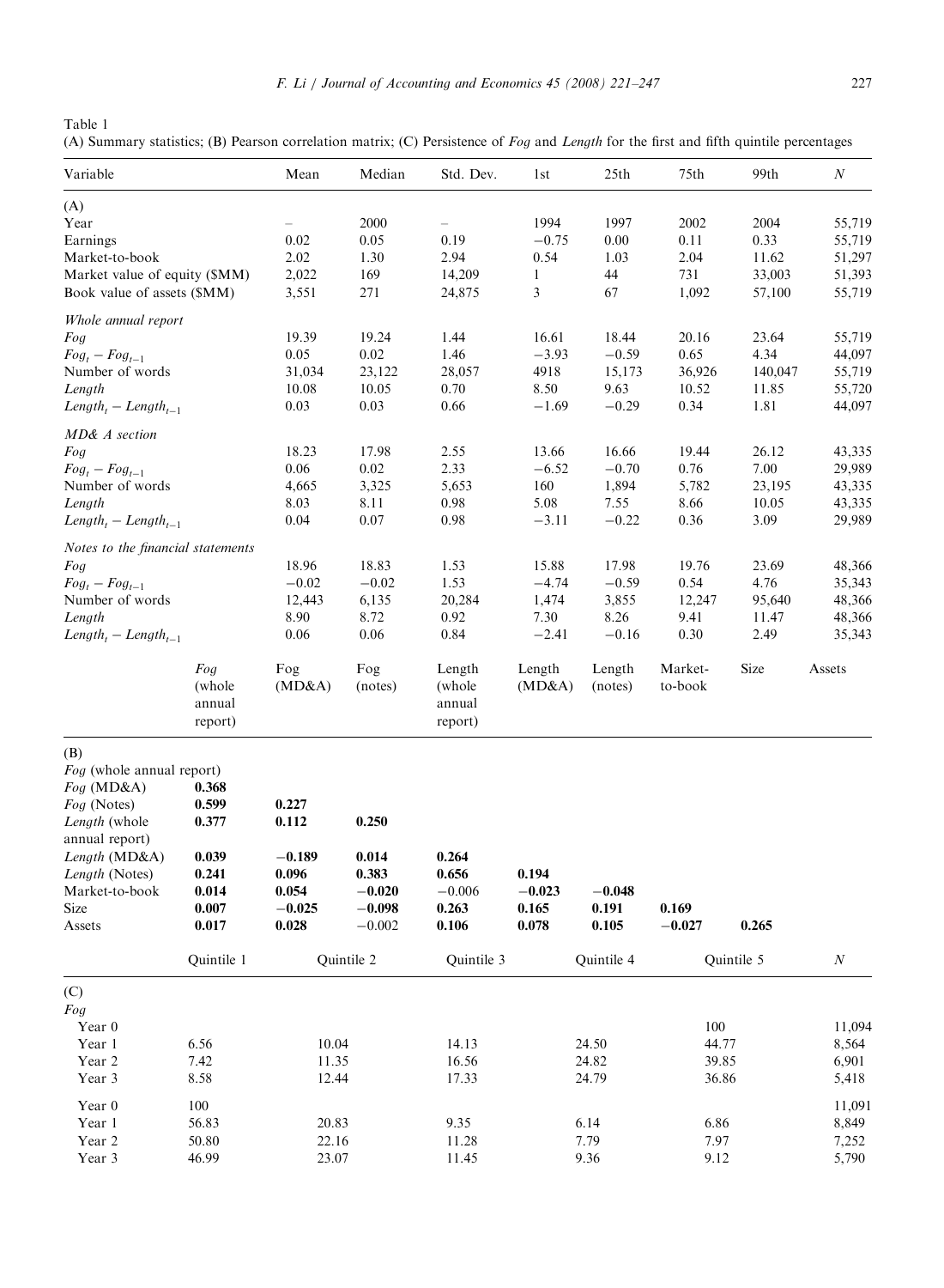Table 1

(A) Summary statistics; (B) Pearson correlation matrix; (C) Persistence of *Fog* and *Length* for the first and fifth quintile percentages

| Variable | Mean | Median | Std. Dev. | 1st | 25th | 75th | 99th | $N$ |
|---|---|---|---|---|---|---|---|---|
| (A) | | | | | | | | |
| Year | – | 2000 | – | 1994 | 1997 | 2002 | 2004 | 55,719 |
| Earnings | 0.02 | 0.05 | 0.19 | −0.75 | 0.00 | 0.11 | 0.33 | 55,719 |
| Market-to-book | 2.02 | 1.30 | 2.94 | 0.54 | 1.03 | 2.04 | 11.62 | 51,297 |
| Market value of equity ($MM) | 2,022 | 169 | 14,209 | 1 | 44 | 731 | 33,003 | 51,393 |
| Book value of assets ($MM) | 3,551 | 271 | 24,875 | 3 | 67 | 1,092 | 57,100 | 55,719 |
| *Whole annual report* | | | | | | | | |
| *Fog* | 19.39 | 19.24 | 1.44 | 16.61 | 18.44 | 20.16 | 23.64 | 55,719 |
| $Fog_t - Fog_{t-1}$ | 0.05 | 0.02 | 1.46 | −3.93 | −0.59 | 0.65 | 4.34 | 44,097 |
| Number of words | 31,034 | 23,122 | 28,057 | 4918 | 15,173 | 36,926 | 140,047 | 55,719 |
| *Length* | 10.08 | 10.05 | 0.70 | 8.50 | 9.63 | 10.52 | 11.85 | 55,720 |
| $Length_t - Length_{t-1}$ | 0.03 | 0.03 | 0.66 | −1.69 | −0.29 | 0.34 | 1.81 | 44,097 |
| *MD& A section* | | | | | | | | |
| *Fog* | 18.23 | 17.98 | 2.55 | 13.66 | 16.66 | 19.44 | 26.12 | 43,335 |
| $Fog_t - Fog_{t-1}$ | 0.06 | 0.02 | 2.33 | −6.52 | −0.70 | 0.76 | 7.00 | 29,989 |
| Number of words | 4,665 | 3,325 | 5,653 | 160 | 1,894 | 5,782 | 23,195 | 43,335 |
| *Length* | 8.03 | 8.11 | 0.98 | 5.08 | 7.55 | 8.66 | 10.05 | 43,335 |
| $Length_t - Length_{t-1}$ | 0.04 | 0.07 | 0.98 | −3.11 | −0.22 | 0.36 | 3.09 | 29,989 |
| *Notes to the financial statements* | | | | | | | | |
| *Fog* | 18.96 | 18.83 | 1.53 | 15.88 | 17.98 | 19.76 | 23.69 | 48,366 |
| $Fog_t - Fog_{t-1}$ | −0.02 | −0.02 | 1.53 | −4.74 | −0.59 | 0.54 | 4.76 | 35,343 |
| Number of words | 12,443 | 6,135 | 20,284 | 1,474 | 3,855 | 12,247 | 95,640 | 48,366 |
| *Length* | 8.90 | 8.72 | 0.92 | 7.30 | 8.26 | 9.41 | 11.47 | 48,366 |
| $Length_t - Length_{t-1}$ | 0.06 | 0.06 | 0.84 | −2.41 | −0.16 | 0.30 | 2.49 | 35,343 |

| | *Fog* (whole annual report) | Fog (MD&A) | Fog (notes) | Length (whole annual report) | Length (MD&A) | Length (notes) | Market-to-book | Size | Assets |
|---|---|---|---|---|---|---|---|---|---|
| (B) | | | | | | | | | |
| *Fog* (whole annual report) | | | | | | | | | |
| *Fog* (MD&A) | **0.368** | | | | | | | | |
| *Fog* (Notes) | **0.599** | **0.227** | | | | | | | |
| *Length* (whole annual report) | **0.377** | **0.112** | **0.250** | | | | | | |
| *Length* (MD&A) | **0.039** | **−0.189** | **0.014** | **0.264** | | | | | |
| *Length* (Notes) | **0.241** | **0.096** | **0.383** | **0.656** | **0.194** | | | | |
| Market-to-book | **0.014** | **0.054** | **−0.020** | −0.006 | **−0.023** | **−0.048** | | | |
| Size | **0.007** | **−0.025** | **−0.098** | **0.263** | **0.165** | **0.191** | **0.169** | | |
| Assets | **0.017** | **0.028** | −0.002 | **0.106** | **0.078** | **0.105** | **−0.027** | **0.265** | |

| | Quintile 1 | Quintile 2 | Quintile 3 | Quintile 4 | Quintile 5 | $N$ |
|---|---|---|---|---|---|---|
| (C) | | | | | | |
| *Fog* | | | | | | |
| Year 0 | | | | | 100 | 11,094 |
| Year 1 | 6.56 | 10.04 | 14.13 | 24.50 | 44.77 | 8,564 |
| Year 2 | 7.42 | 11.35 | 16.56 | 24.82 | 39.85 | 6,901 |
| Year 3 | 8.58 | 12.44 | 17.33 | 24.79 | 36.86 | 5,418 |
| Year 0 | 100 | | | | | 11,091 |
| Year 1 | 56.83 | 20.83 | 9.35 | 6.14 | 6.86 | 8,849 |
| Year 2 | 50.80 | 22.16 | 11.28 | 7.79 | 7.97 | 7,252 |
| Year 3 | 46.99 | 23.07 | 11.45 | 9.36 | 9.12 | 5,790 |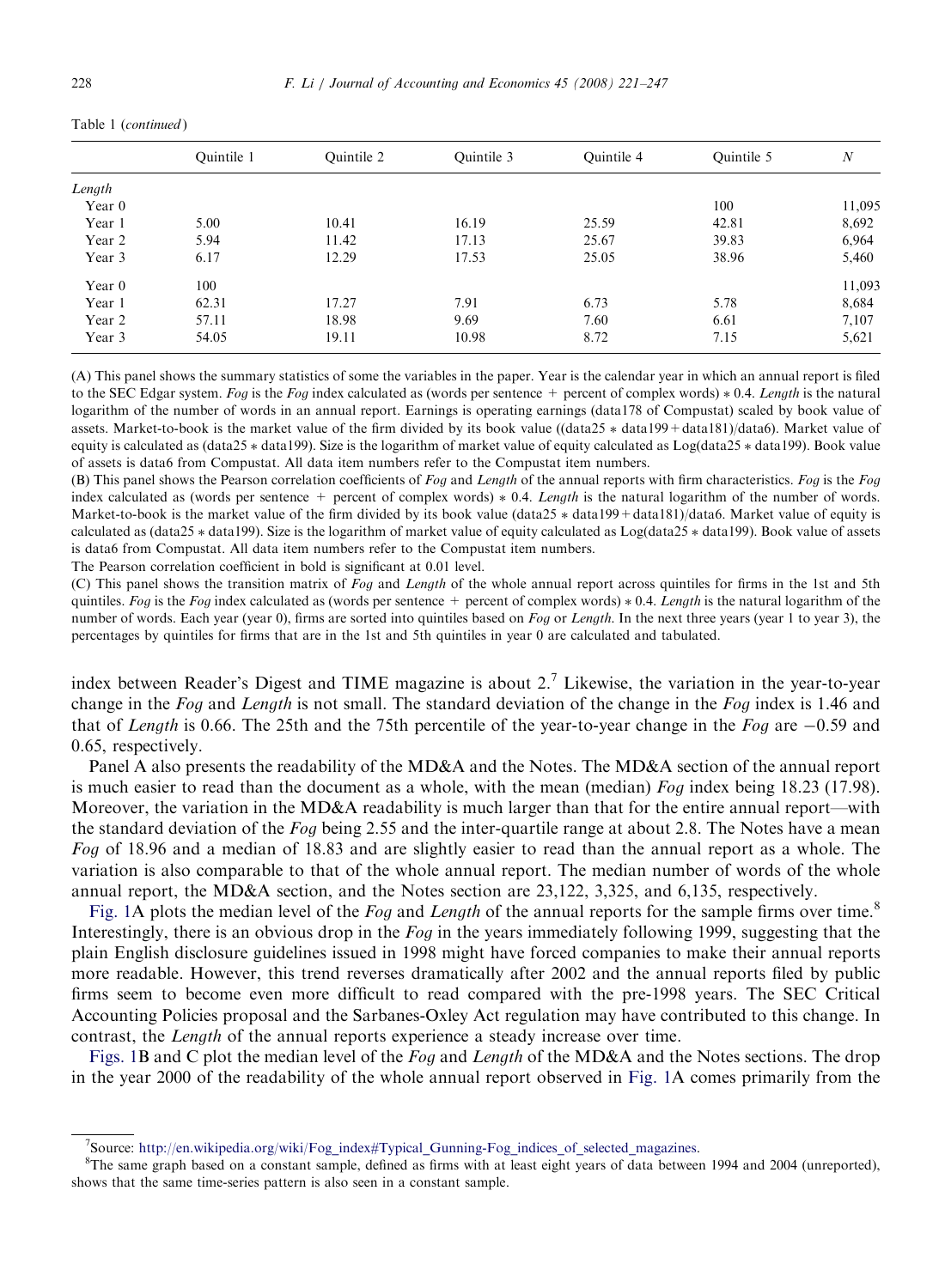Table 1 (*continued*)

| | Quintile 1 | Quintile 2 | Quintile 3 | Quintile 4 | Quintile 5 | *N* |
|---|---|---|---|---|---|---|
| *Length* | | | | | | |
| Year 0 | | | | | 100 | 11,095 |
| Year 1 | 5.00 | 10.41 | 16.19 | 25.59 | 42.81 | 8,692 |
| Year 2 | 5.94 | 11.42 | 17.13 | 25.67 | 39.83 | 6,964 |
| Year 3 | 6.17 | 12.29 | 17.53 | 25.05 | 38.96 | 5,460 |
| Year 0 | 100 | | | | | 11,093 |
| Year 1 | 62.31 | 17.27 | 7.91 | 6.73 | 5.78 | 8,684 |
| Year 2 | 57.11 | 18.98 | 9.69 | 7.60 | 6.61 | 7,107 |
| Year 3 | 54.05 | 19.11 | 10.98 | 8.72 | 7.15 | 5,621 |

(A) This panel shows the summary statistics of some the variables in the paper. Year is the calendar year in which an annual report is filed to the SEC Edgar system. *Fog* is the *Fog* index calculated as (words per sentence + percent of complex words) * 0.4. *Length* is the natural logarithm of the number of words in an annual report. Earnings is operating earnings (data178 of Compustat) scaled by book value of assets. Market-to-book is the market value of the firm divided by its book value ((data25 * data199 + data181)/data6). Market value of equity is calculated as (data25 * data199). Size is the logarithm of market value of equity calculated as Log(data25 * data199). Book value of assets is data6 from Compustat. All data item numbers refer to the Compustat item numbers.

(B) This panel shows the Pearson correlation coefficients of *Fog* and *Length* of the annual reports with firm characteristics. *Fog* is the *Fog* index calculated as (words per sentence + percent of complex words) * 0.4. *Length* is the natural logarithm of the number of words. Market-to-book is the market value of the firm divided by its book value (data25 * data199 + data181)/data6. Market value of equity is calculated as (data25 * data199). Size is the logarithm of market value of equity calculated as Log(data25 * data199). Book value of assets is data6 from Compustat. All data item numbers refer to the Compustat item numbers.

The Pearson correlation coefficient in bold is significant at 0.01 level.

(C) This panel shows the transition matrix of *Fog* and *Length* of the whole annual report across quintiles for firms in the 1st and 5th quintiles. *Fog* is the *Fog* index calculated as (words per sentence + percent of complex words) * 0.4. *Length* is the natural logarithm of the number of words. Each year (year 0), firms are sorted into quintiles based on *Fog* or *Length*. In the next three years (year 1 to year 3), the percentages by quintiles for firms that are in the 1st and 5th quintiles in year 0 are calculated and tabulated.

index between Reader's Digest and TIME magazine is about 2.[7] Likewise, the variation in the year-to-year change in the *Fog* and *Length* is not small. The standard deviation of the change in the *Fog* index is 1.46 and that of *Length* is 0.66. The 25th and the 75th percentile of the year-to-year change in the *Fog* are −0.59 and 0.65, respectively.

Panel A also presents the readability of the MD&A and the Notes. The MD&A section of the annual report is much easier to read than the document as a whole, with the mean (median) *Fog* index being 18.23 (17.98). Moreover, the variation in the MD&A readability is much larger than that for the entire annual report—with the standard deviation of the *Fog* being 2.55 and the inter-quartile range at about 2.8. The Notes have a mean *Fog* of 18.96 and a median of 18.83 and are slightly easier to read than the annual report as a whole. The variation is also comparable to that of the whole annual report. The median number of words of the whole annual report, the MD&A section, and the Notes section are 23,122, 3,325, and 6,135, respectively.

Fig. 1A plots the median level of the *Fog* and *Length* of the annual reports for the sample firms over time.[8] Interestingly, there is an obvious drop in the *Fog* in the years immediately following 1999, suggesting that the plain English disclosure guidelines issued in 1998 might have forced companies to make their annual reports more readable. However, this trend reverses dramatically after 2002 and the annual reports filed by public firms seem to become even more difficult to read compared with the pre-1998 years. The SEC Critical Accounting Policies proposal and the Sarbanes-Oxley Act regulation may have contributed to this change. In contrast, the *Length* of the annual reports experience a steady increase over time.

Figs. 1B and C plot the median level of the *Fog* and *Length* of the MD&A and the Notes sections. The drop in the year 2000 of the readability of the whole annual report observed in Fig. 1A comes primarily from the

---

[7]Source: http://en.wikipedia.org/wiki/Fog_index#Typical_Gunning-Fog_indices_of_selected_magazines.

[8]The same graph based on a constant sample, defined as firms with at least eight years of data between 1994 and 2004 (unreported), shows that the same time-series pattern is also seen in a constant sample.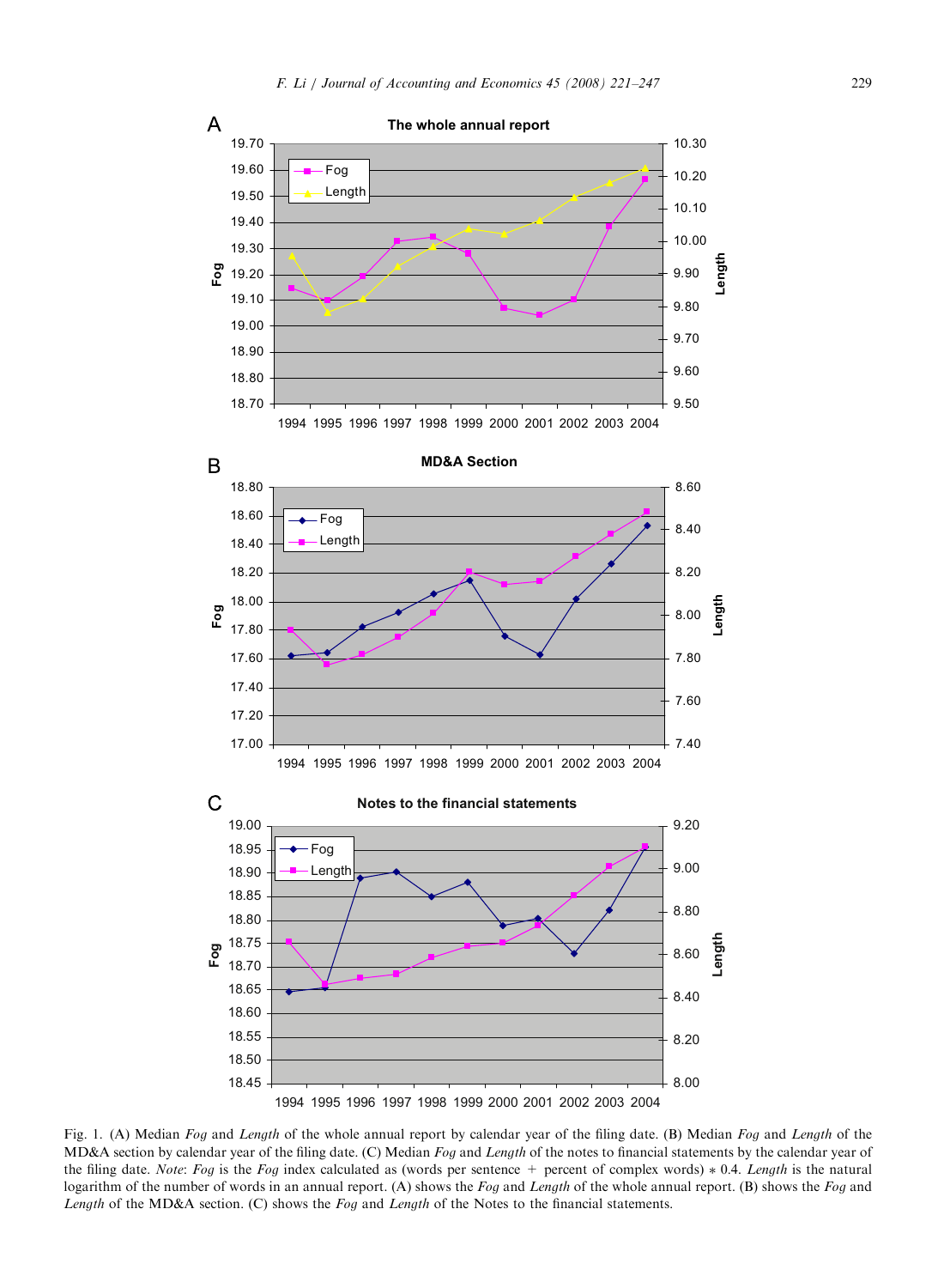Fig. 1. (A) Median *Fog* and *Length* of the whole annual report by calendar year of the filing date. (B) Median *Fog* and *Length* of the MD&A section by calendar year of the filing date. (C) Median *Fog* and *Length* of the notes to financial statements by the calendar year of the filing date. *Note*: *Fog* is the *Fog* index calculated as (words per sentence + percent of complex words) * 0.4. *Length* is the natural logarithm of the number of words in an annual report. (A) shows the *Fog* and *Length* of the whole annual report. (B) shows the *Fog* and *Length* of the MD&A section. (C) shows the *Fog* and *Length* of the Notes to the financial statements.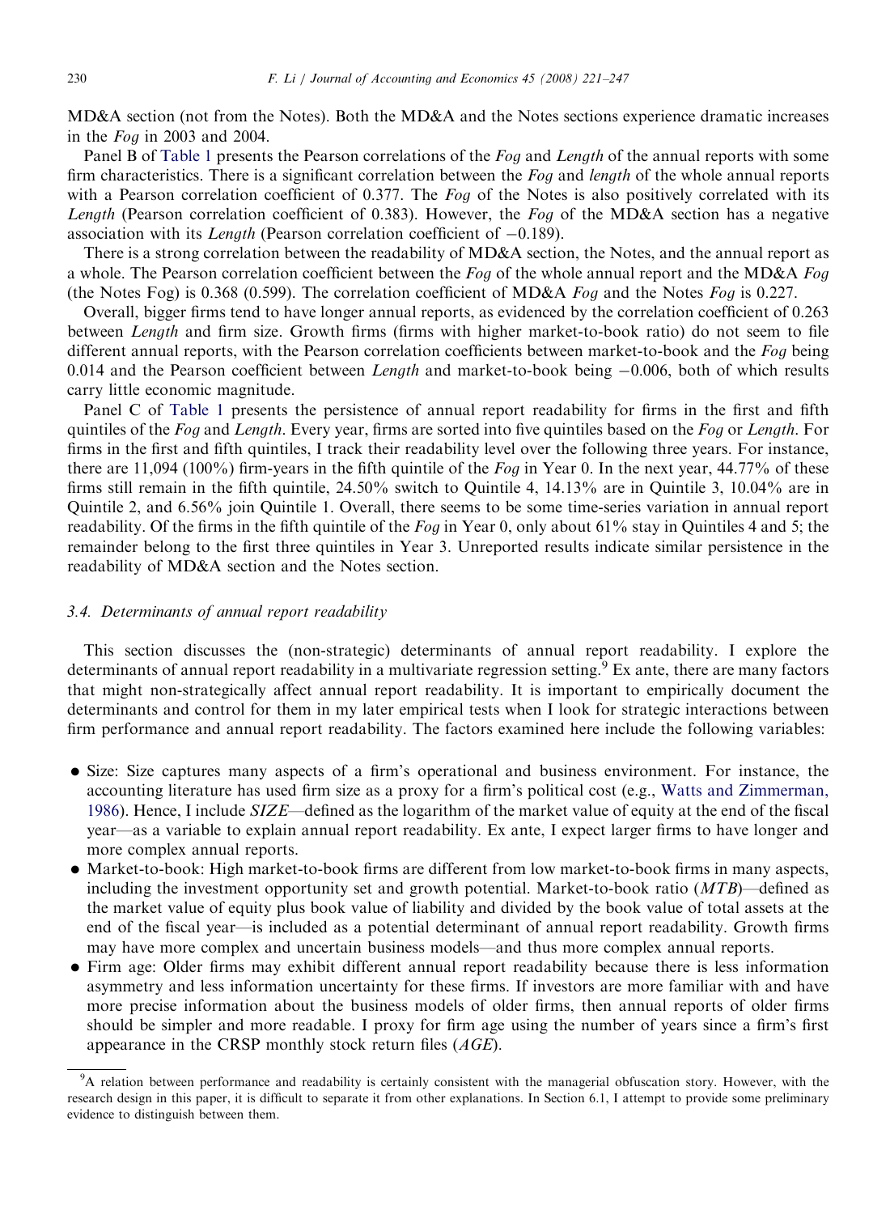MD&A section (not from the Notes). Both the MD&A and the Notes sections experience dramatic increases in the *Fog* in 2003 and 2004.

Panel B of Table 1 presents the Pearson correlations of the *Fog* and *Length* of the annual reports with some firm characteristics. There is a significant correlation between the *Fog* and *length* of the whole annual reports with a Pearson correlation coefficient of 0.377. The *Fog* of the Notes is also positively correlated with its *Length* (Pearson correlation coefficient of 0.383). However, the *Fog* of the MD&A section has a negative association with its *Length* (Pearson correlation coefficient of −0.189).

There is a strong correlation between the readability of MD&A section, the Notes, and the annual report as a whole. The Pearson correlation coefficient between the *Fog* of the whole annual report and the MD&A *Fog* (the Notes Fog) is 0.368 (0.599). The correlation coefficient of MD&A *Fog* and the Notes *Fog* is 0.227.

Overall, bigger firms tend to have longer annual reports, as evidenced by the correlation coefficient of 0.263 between *Length* and firm size. Growth firms (firms with higher market-to-book ratio) do not seem to file different annual reports, with the Pearson correlation coefficients between market-to-book and the *Fog* being 0.014 and the Pearson coefficient between *Length* and market-to-book being −0.006, both of which results carry little economic magnitude.

Panel C of Table 1 presents the persistence of annual report readability for firms in the first and fifth quintiles of the *Fog* and *Length*. Every year, firms are sorted into five quintiles based on the *Fog* or *Length*. For firms in the first and fifth quintiles, I track their readability level over the following three years. For instance, there are 11,094 (100%) firm-years in the fifth quintile of the *Fog* in Year 0. In the next year, 44.77% of these firms still remain in the fifth quintile, 24.50% switch to Quintile 4, 14.13% are in Quintile 3, 10.04% are in Quintile 2, and 6.56% join Quintile 1. Overall, there seems to be some time-series variation in annual report readability. Of the firms in the fifth quintile of the *Fog* in Year 0, only about 61% stay in Quintiles 4 and 5; the remainder belong to the first three quintiles in Year 3. Unreported results indicate similar persistence in the readability of MD&A section and the Notes section.

### *3.4. Determinants of annual report readability*

This section discusses the (non-strategic) determinants of annual report readability. I explore the determinants of annual report readability in a multivariate regression setting.[9] Ex ante, there are many factors that might non-strategically affect annual report readability. It is important to empirically document the determinants and control for them in my later empirical tests when I look for strategic interactions between firm performance and annual report readability. The factors examined here include the following variables:

- Size: Size captures many aspects of a firm's operational and business environment. For instance, the accounting literature has used firm size as a proxy for a firm's political cost (e.g., Watts and Zimmerman, 1986). Hence, I include *SIZE*—defined as the logarithm of the market value of equity at the end of the fiscal year—as a variable to explain annual report readability. Ex ante, I expect larger firms to have longer and more complex annual reports.
- Market-to-book: High market-to-book firms are different from low market-to-book firms in many aspects, including the investment opportunity set and growth potential. Market-to-book ratio (*MTB*)—defined as the market value of equity plus book value of liability and divided by the book value of total assets at the end of the fiscal year—is included as a potential determinant of annual report readability. Growth firms may have more complex and uncertain business models—and thus more complex annual reports.
- Firm age: Older firms may exhibit different annual report readability because there is less information asymmetry and less information uncertainty for these firms. If investors are more familiar with and have more precise information about the business models of older firms, then annual reports of older firms should be simpler and more readable. I proxy for firm age using the number of years since a firm's first appearance in the CRSP monthly stock return files (*AGE*).

[9] A relation between performance and readability is certainly consistent with the managerial obfuscation story. However, with the research design in this paper, it is difficult to separate it from other explanations. In Section 6.1, I attempt to provide some preliminary evidence to distinguish between them.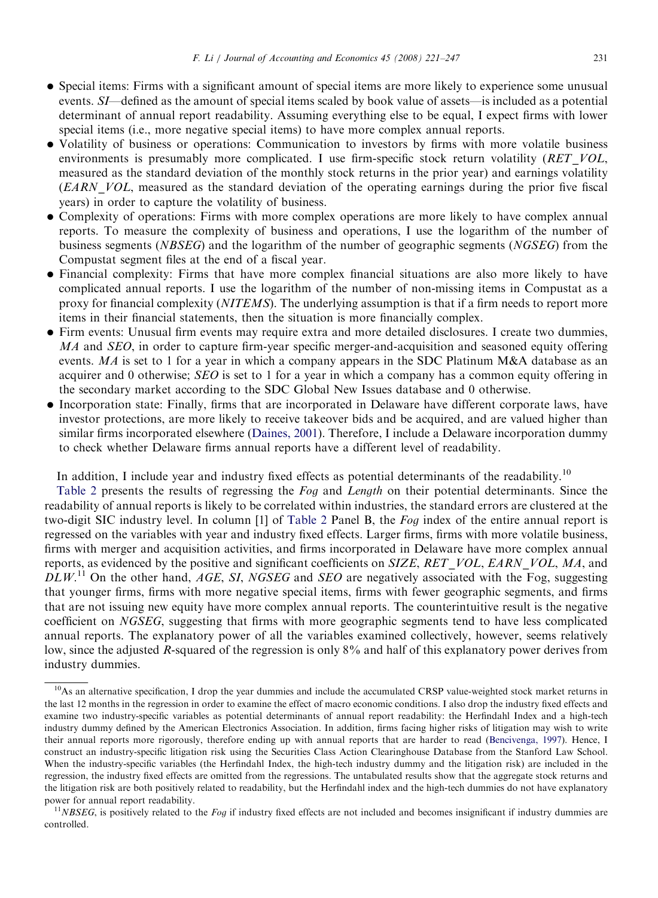- Special items: Firms with a significant amount of special items are more likely to experience some unusual events. *SI*—defined as the amount of special items scaled by book value of assets—is included as a potential determinant of annual report readability. Assuming everything else to be equal, I expect firms with lower special items (i.e., more negative special items) to have more complex annual reports.
- Volatility of business or operations: Communication to investors by firms with more volatile business environments is presumably more complicated. I use firm-specific stock return volatility (*RET_VOL*, measured as the standard deviation of the monthly stock returns in the prior year) and earnings volatility (*EARN_VOL*, measured as the standard deviation of the operating earnings during the prior five fiscal years) in order to capture the volatility of business.
- Complexity of operations: Firms with more complex operations are more likely to have complex annual reports. To measure the complexity of business and operations, I use the logarithm of the number of business segments (*NBSEG*) and the logarithm of the number of geographic segments (*NGSEG*) from the Compustat segment files at the end of a fiscal year.
- Financial complexity: Firms that have more complex financial situations are also more likely to have complicated annual reports. I use the logarithm of the number of non-missing items in Compustat as a proxy for financial complexity (*NITEMS*). The underlying assumption is that if a firm needs to report more items in their financial statements, then the situation is more financially complex.
- Firm events: Unusual firm events may require extra and more detailed disclosures. I create two dummies, *MA* and *SEO*, in order to capture firm-year specific merger-and-acquisition and seasoned equity offering events. *MA* is set to 1 for a year in which a company appears in the SDC Platinum M&A database as an acquirer and 0 otherwise; *SEO* is set to 1 for a year in which a company has a common equity offering in the secondary market according to the SDC Global New Issues database and 0 otherwise.
- Incorporation state: Finally, firms that are incorporated in Delaware have different corporate laws, have investor protections, are more likely to receive takeover bids and be acquired, and are valued higher than similar firms incorporated elsewhere (Daines, 2001). Therefore, I include a Delaware incorporation dummy to check whether Delaware firms annual reports have a different level of readability.

In addition, I include year and industry fixed effects as potential determinants of the readability.[10]

Table 2 presents the results of regressing the *Fog* and *Length* on their potential determinants. Since the readability of annual reports is likely to be correlated within industries, the standard errors are clustered at the two-digit SIC industry level. In column [1] of Table 2 Panel B, the *Fog* index of the entire annual report is regressed on the variables with year and industry fixed effects. Larger firms, firms with more volatile business, firms with merger and acquisition activities, and firms incorporated in Delaware have more complex annual reports, as evidenced by the positive and significant coefficients on *SIZE*, *RET_VOL*, *EARN_VOL*, *MA*, and *DLW*.[11] On the other hand, *AGE*, *SI*, *NGSEG* and *SEO* are negatively associated with the Fog, suggesting that younger firms, firms with more negative special items, firms with fewer geographic segments, and firms that are not issuing new equity have more complex annual reports. The counterintuitive result is the negative coefficient on *NGSEG*, suggesting that firms with more geographic segments tend to have less complicated annual reports. The explanatory power of all the variables examined collectively, however, seems relatively low, since the adjusted $R$-squared of the regression is only 8% and half of this explanatory power derives from industry dummies.

[10] As an alternative specification, I drop the year dummies and include the accumulated CRSP value-weighted stock market returns in the last 12 months in the regression in order to examine the effect of macro economic conditions. I also drop the industry fixed effects and examine two industry-specific variables as potential determinants of annual report readability: the Herfindahl Index and a high-tech industry dummy defined by the American Electronics Association. In addition, firms facing higher risks of litigation may wish to write their annual reports more rigorously, therefore ending up with annual reports that are harder to read (Bencivenga, 1997). Hence, I construct an industry-specific litigation risk using the Securities Class Action Clearinghouse Database from the Stanford Law School. When the industry-specific variables (the Herfindahl Index, the high-tech industry dummy and the litigation risk) are included in the regression, the industry fixed effects are omitted from the regressions. The untabulated results show that the aggregate stock returns and the litigation risk are both positively related to readability, but the Herfindahl index and the high-tech dummies do not have explanatory power for annual report readability.

[11] *NBSEG*, is positively related to the *Fog* if industry fixed effects are not included and becomes insignificant if industry dummies are controlled.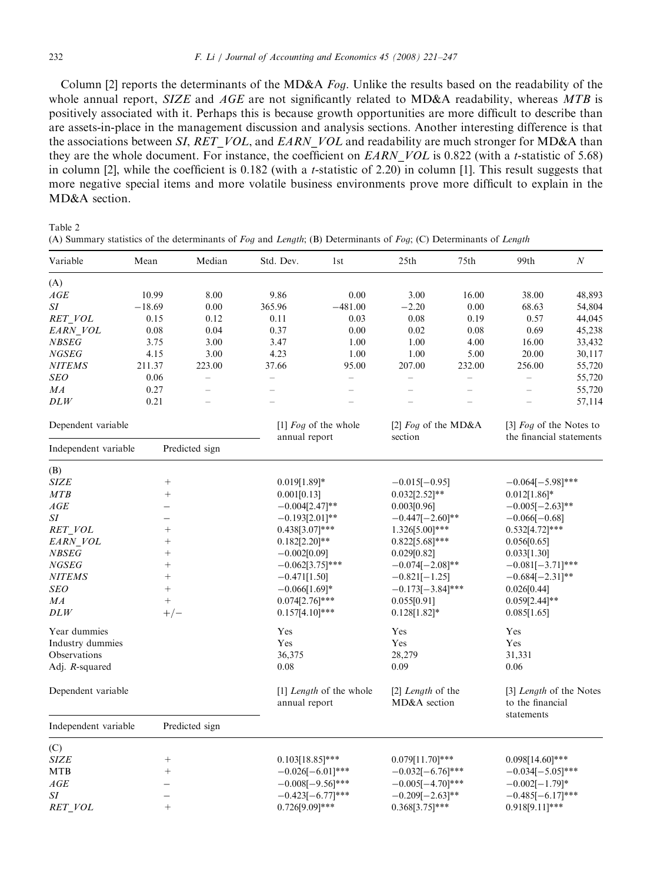Column [2] reports the determinants of the MD&A *Fog*. Unlike the results based on the readability of the whole annual report, *SIZE* and *AGE* are not significantly related to MD&A readability, whereas *MTB* is positively associated with it. Perhaps this is because growth opportunities are more difficult to describe than are assets-in-place in the management discussion and analysis sections. Another interesting difference is that the associations between *SI*, *RET_VOL*, and *EARN_VOL* and readability are much stronger for MD&A than they are the whole document. For instance, the coefficient on *EARN_VOL* is 0.822 (with a *t*-statistic of 5.68) in column [2], while the coefficient is 0.182 (with a *t*-statistic of 2.20) in column [1]. This result suggests that more negative special items and more volatile business environments prove more difficult to explain in the MD&A section.

Table 2
(A) Summary statistics of the determinants of *Fog* and *Length*; (B) Determinants of *Fog*; (C) Determinants of *Length*

| Variable | Mean | Median | Std. Dev. | 1st | 25th | 75th | 99th | *N* |
|---|---|---|---|---|---|---|---|---|
| (A) | | | | | | | | |
| *AGE* | 10.99 | 8.00 | 9.86 | 0.00 | 3.00 | 16.00 | 38.00 | 48,893 |
| *SI* | −18.69 | 0.00 | 365.96 | −481.00 | −2.20 | 0.00 | 68.63 | 54,804 |
| *RET_VOL* | 0.15 | 0.12 | 0.11 | 0.03 | 0.08 | 0.19 | 0.57 | 44,045 |
| *EARN_VOL* | 0.08 | 0.04 | 0.37 | 0.00 | 0.02 | 0.08 | 0.69 | 45,238 |
| *NBSEG* | 3.75 | 3.00 | 3.47 | 1.00 | 1.00 | 4.00 | 16.00 | 33,432 |
| *NGSEG* | 4.15 | 3.00 | 4.23 | 1.00 | 1.00 | 5.00 | 20.00 | 30,117 |
| *NITEMS* | 211.37 | 223.00 | 37.66 | 95.00 | 207.00 | 232.00 | 256.00 | 55,720 |
| *SEO* | 0.06 | – | – | – | – | – | – | 55,720 |
| *MA* | 0.27 | – | – | – | – | – | – | 55,720 |
| *DLW* | 0.21 | – | – | – | – | – | – | 57,114 |

| Dependent variable | | [1] *Fog* of the whole annual report | [2] *Fog* of the MD&A section | [3] *Fog* of the Notes to the financial statements |
|---|---|---|---|---|
| Independent variable | Predicted sign | | | |
| (B) | | | | |
| *SIZE* | + | 0.019[1.89]* | −0.015[−0.95] | −0.064[−5.98]*** |
| *MTB* | + | 0.001[0.13] | 0.032[2.52]** | 0.012[1.86]* |
| *AGE* | − | −0.004[2.47]** | 0.003[0.96] | −0.005[−2.63]** |
| *SI* | − | −0.193[2.01]** | −0.447[−2.60]** | −0.066[−0.68] |
| *RET_VOL* | + | 0.438[3.07]*** | 1.326[5.00]*** | 0.532[4.72]*** |
| *EARN_VOL* | + | 0.182[2.20]** | 0.822[5.68]*** | 0.056[0.65] |
| *NBSEG* | + | −0.002[0.09] | 0.029[0.82] | 0.033[1.30] |
| *NGSEG* | + | −0.062[3.75]*** | −0.074[−2.08]** | −0.081[−3.71]*** |
| *NITEMS* | + | −0.471[1.50] | −0.821[−1.25] | −0.684[−2.31]** |
| *SEO* | + | −0.066[1.69]* | −0.173[−3.84]*** | 0.026[0.44] |
| *MA* | + | 0.074[2.76]*** | 0.055[0.91] | 0.059[2.44]** |
| *DLW* | +/− | 0.157[4.10]*** | 0.128[1.82]* | 0.085[1.65] |
| Year dummies | | Yes | Yes | Yes |
| Industry dummies | | Yes | Yes | Yes |
| Observations | | 36,375 | 28,279 | 31,331 |
| Adj. *R*-squared | | 0.08 | 0.09 | 0.06 |

| Dependent variable | | [1] *Length* of the whole annual report | [2] *Length* of the MD&A section | [3] *Length* of the Notes to the financial statements |
|---|---|---|---|---|
| Independent variable | Predicted sign | | | |
| (C) | | | | |
| *SIZE* | + | 0.103[18.85]*** | 0.079[11.70]*** | 0.098[14.60]*** |
| MTB | + | −0.026[−6.01]*** | −0.032[−6.76]*** | −0.034[−5.05]*** |
| *AGE* | − | −0.008[−9.56]*** | −0.005[−4.70]*** | −0.002[−1.79]* |
| *SI* | − | −0.423[−6.77]*** | −0.209[−2.63]** | −0.485[−6.17]*** |
| *RET_VOL* | + | 0.726[9.09]*** | 0.368[3.75]*** | 0.918[9.11]*** |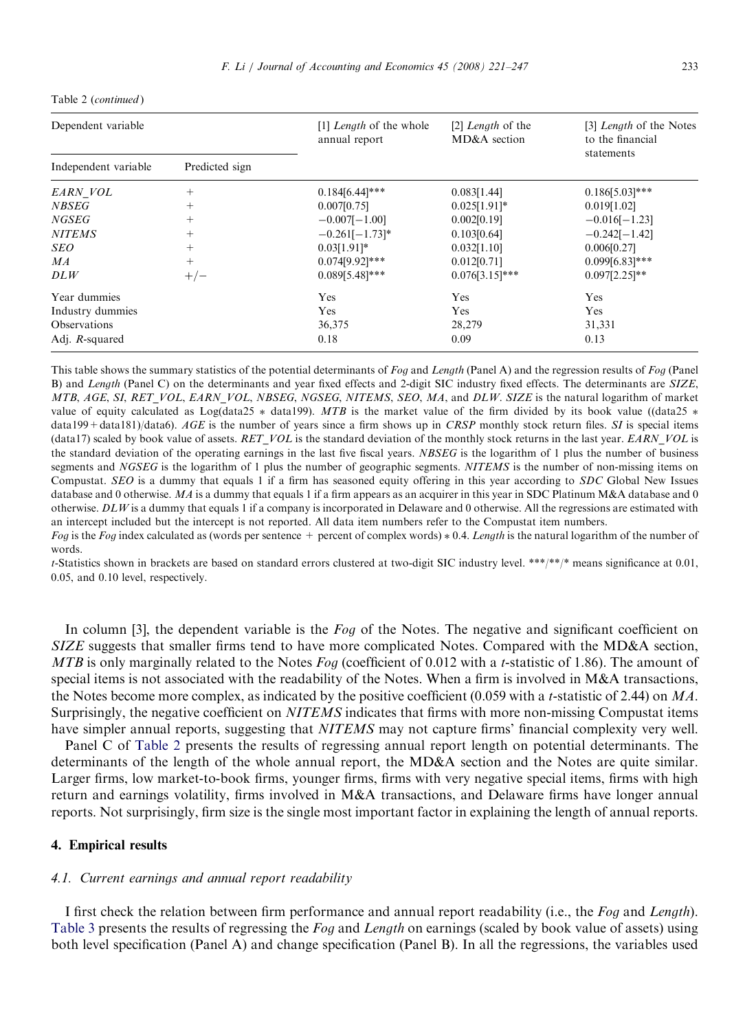Table 2 (*continued*)

| Dependent variable | | [1] *Length* of the whole annual report | [2] *Length* of the MD&A section | [3] *Length* of the Notes to the financial statements |
|---|---|---|---|---|
| Independent variable | Predicted sign | | | |
| *EARN_VOL* | + | 0.184[6.44]*** | 0.083[1.44] | 0.186[5.03]*** |
| *NBSEG* | + | 0.007[0.75] | 0.025[1.91]* | 0.019[1.02] |
| *NGSEG* | + | −0.007[−1.00] | 0.002[0.19] | −0.016[−1.23] |
| *NITEMS* | + | −0.261[−1.73]* | 0.103[0.64] | −0.242[−1.42] |
| *SEO* | + | 0.03[1.91]* | 0.032[1.10] | 0.006[0.27] |
| *MA* | + | 0.074[9.92]*** | 0.012[0.71] | 0.099[6.83]*** |
| *DLW* | +/− | 0.089[5.48]*** | 0.076[3.15]*** | 0.097[2.25]** |
| Year dummies | | Yes | Yes | Yes |
| Industry dummies | | Yes | Yes | Yes |
| Observations | | 36,375 | 28,279 | 31,331 |
| Adj. *R*-squared | | 0.18 | 0.09 | 0.13 |

This table shows the summary statistics of the potential determinants of *Fog* and *Length* (Panel A) and the regression results of *Fog* (Panel B) and *Length* (Panel C) on the determinants and year fixed effects and 2-digit SIC industry fixed effects. The determinants are *SIZE*, *MTB*, *AGE*, *SI*, *RET_VOL*, *EARN_VOL*, *NBSEG*, *NGSEG*, *NITEMS*, *SEO*, *MA*, and *DLW*. *SIZE* is the natural logarithm of market value of equity calculated as Log(data25 * data199). *MTB* is the market value of the firm divided by its book value ((data25 * data199 + data181)/data6). *AGE* is the number of years since a firm shows up in *CRSP* monthly stock return files. *SI* is special items (data17) scaled by book value of assets. *RET_VOL* is the standard deviation of the monthly stock returns in the last year. *EARN_VOL* is the standard deviation of the operating earnings in the last five fiscal years. *NBSEG* is the logarithm of 1 plus the number of business segments and *NGSEG* is the logarithm of 1 plus the number of geographic segments. *NITEMS* is the number of non-missing items on Compustat. *SEO* is a dummy that equals 1 if a firm has seasoned equity offering in this year according to *SDC* Global New Issues database and 0 otherwise. *MA* is a dummy that equals 1 if a firm appears as an acquirer in this year in SDC Platinum M&A database and 0 otherwise. *DLW* is a dummy that equals 1 if a company is incorporated in Delaware and 0 otherwise. All the regressions are estimated with an intercept included but the intercept is not reported. All data item numbers refer to the Compustat item numbers.

*Fog* is the *Fog* index calculated as (words per sentence + percent of complex words) * 0.4. *Length* is the natural logarithm of the number of words.

*t*-Statistics shown in brackets are based on standard errors clustered at two-digit SIC industry level. ***/**/* means significance at 0.01, 0.05, and 0.10 level, respectively.

In column [3], the dependent variable is the *Fog* of the Notes. The negative and significant coefficient on *SIZE* suggests that smaller firms tend to have more complicated Notes. Compared with the MD&A section, *MTB* is only marginally related to the Notes *Fog* (coefficient of 0.012 with a *t*-statistic of 1.86). The amount of special items is not associated with the readability of the Notes. When a firm is involved in M&A transactions, the Notes become more complex, as indicated by the positive coefficient (0.059 with a *t*-statistic of 2.44) on *MA*. Surprisingly, the negative coefficient on *NITEMS* indicates that firms with more non-missing Compustat items have simpler annual reports, suggesting that *NITEMS* may not capture firms' financial complexity very well.

Panel C of Table 2 presents the results of regressing annual report length on potential determinants. The determinants of the length of the whole annual report, the MD&A section and the Notes are quite similar. Larger firms, low market-to-book firms, younger firms, firms with very negative special items, firms with high return and earnings volatility, firms involved in M&A transactions, and Delaware firms have longer annual reports. Not surprisingly, firm size is the single most important factor in explaining the length of annual reports.

## 4. Empirical results

### 4.1. Current earnings and annual report readability

I first check the relation between firm performance and annual report readability (i.e., the *Fog* and *Length*). Table 3 presents the results of regressing the *Fog* and *Length* on earnings (scaled by book value of assets) using both level specification (Panel A) and change specification (Panel B). In all the regressions, the variables used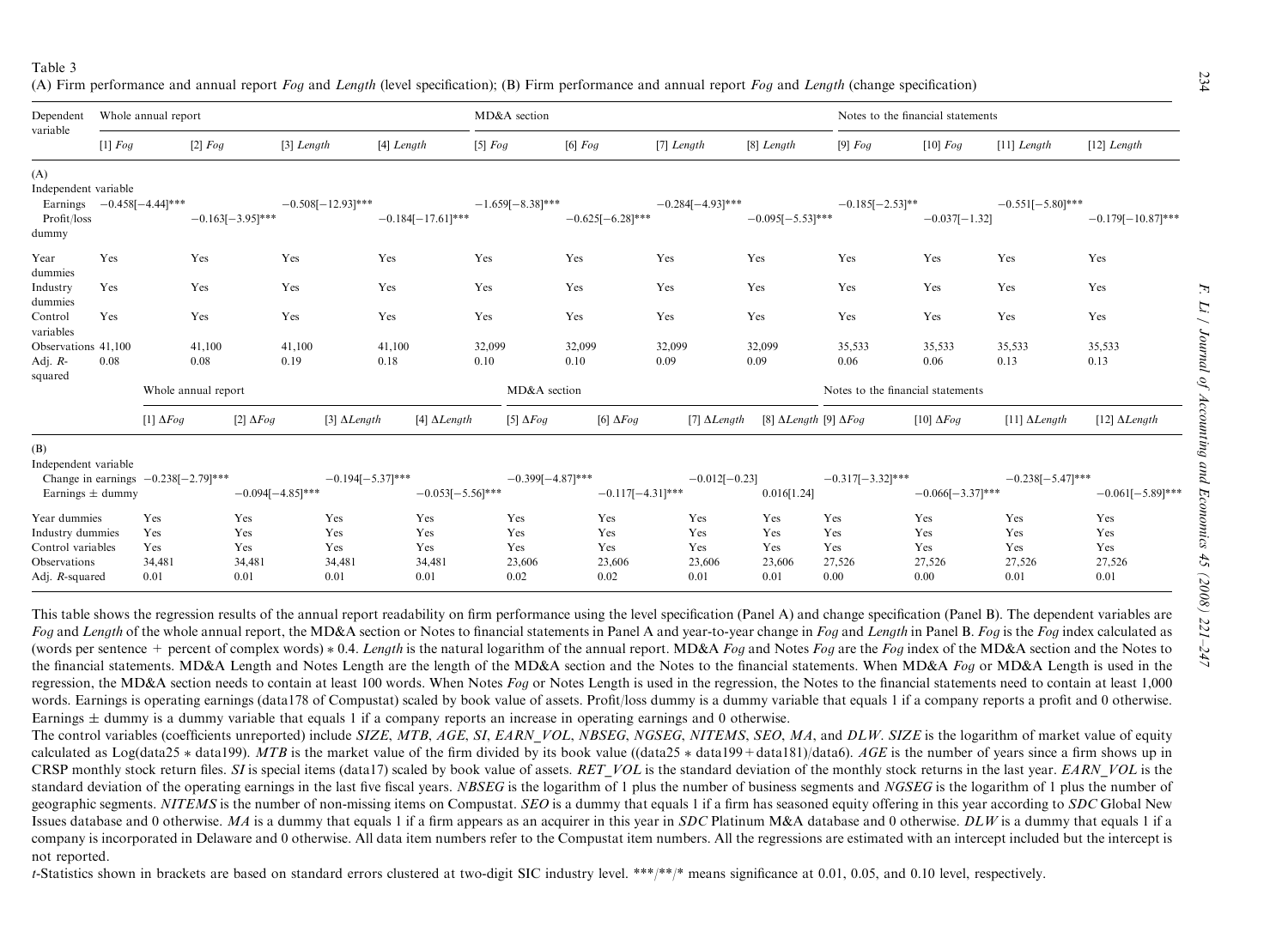Table 3

(A) Firm performance and annual report *Fog* and *Length* (level specification); (B) Firm performance and annual report *Fog* and *Length* (change specification)

| Dependent variable | Whole annual report | | | | MD&A section | | | | Notes to the financial statements | | | |
|---|---|---|---|---|---|---|---|---|---|---|---|---|
| | [1] *Fog* | [2] *Fog* | [3] *Length* | [4] *Length* | [5] *Fog* | [6] *Fog* | [7] *Length* | [8] *Length* | [9] *Fog* | [10] *Fog* | [11] *Length* | [12] *Length* |
| (A) | | | | | | | | | | | | |
| Independent variable | | | | | | | | | | | | |
| Earnings | −0.458[−4.44]*** | | −0.508[−12.93]*** | | −1.659[−8.38]*** | | −0.284[−4.93]*** | | −0.185[−2.53]** | | −0.551[−5.80]*** | |
| Profit/loss dummy | | −0.163[−3.95]*** | | −0.184[−17.61]*** | | −0.625[−6.28]*** | | −0.095[−5.53]*** | | −0.037[−1.32] | | −0.179[−10.87]*** |
| Year dummies | Yes | Yes | Yes | Yes | Yes | Yes | Yes | Yes | Yes | Yes | Yes | Yes |
| Industry dummies | Yes | Yes | Yes | Yes | Yes | Yes | Yes | Yes | Yes | Yes | Yes | Yes |
| Control variables | Yes | Yes | Yes | Yes | Yes | Yes | Yes | Yes | Yes | Yes | Yes | Yes |
| Observations | 41,100 | 41,100 | 41,100 | 41,100 | 32,099 | 32,099 | 32,099 | 32,099 | 35,533 | 35,533 | 35,533 | 35,533 |
| Adj. *R*-squared | 0.08 | 0.08 | 0.19 | 0.18 | 0.10 | 0.10 | 0.09 | 0.09 | 0.06 | 0.06 | 0.13 | 0.13 |
| | Whole annual report | | | | MD&A section | | | | Notes to the financial statements | | | |
| | [1] Δ*Fog* | [2] Δ*Fog* | [3] Δ*Length* | [4] Δ*Length* | [5] Δ*Fog* | [6] Δ*Fog* | [7] Δ*Length* | [8] Δ*Length* | [9] Δ*Fog* | [10] Δ*Fog* | [11] Δ*Length* | [12] Δ*Length* |
| (B) | | | | | | | | | | | | |
| Independent variable | | | | | | | | | | | | |
| Change in earnings | −0.238[−2.79]*** | | −0.194[−5.37]*** | | −0.399[−4.87]*** | | −0.012[−0.23] | | −0.317[−3.32]*** | | −0.238[−5.47]*** | |
| Earnings ± dummy | | −0.094[−4.85]*** | | −0.053[−5.56]*** | | −0.117[−4.31]*** | | 0.016[1.24] | | −0.066[−3.37]*** | | −0.061[−5.89]*** |
| Year dummies | Yes | Yes | Yes | Yes | Yes | Yes | Yes | Yes | Yes | Yes | Yes | Yes |
| Industry dummies | Yes | Yes | Yes | Yes | Yes | Yes | Yes | Yes | Yes | Yes | Yes | Yes |
| Control variables | Yes | Yes | Yes | Yes | Yes | Yes | Yes | Yes | Yes | Yes | Yes | Yes |
| Observations | 34,481 | 34,481 | 34,481 | 34,481 | 23,606 | 23,606 | 23,606 | 23,606 | 27,526 | 27,526 | 27,526 | 27,526 |
| Adj. *R*-squared | 0.01 | 0.01 | 0.01 | 0.01 | 0.02 | 0.02 | 0.01 | 0.01 | 0.00 | 0.00 | 0.01 | 0.01 |

This table shows the regression results of the annual report readability on firm performance using the level specification (Panel A) and change specification (Panel B). The dependent variables are *Fog* and *Length* of the whole annual report, the MD&A section or Notes to financial statements in Panel A and year-to-year change in *Fog* and *Length* in Panel B. *Fog* is the *Fog* index calculated as (words per sentence + percent of complex words) * 0.4. *Length* is the natural logarithm of the annual report. MD&A *Fog* and Notes *Fog* are the *Fog* index of the MD&A section and the Notes to the financial statements. MD&A Length and Notes Length are the length of the MD&A section and the Notes to the financial statements. When MD&A *Fog* or MD&A Length is used in the regression, the MD&A section needs to contain at least 100 words. When Notes *Fog* or Notes Length is used in the regression, the Notes to the financial statements need to contain at least 1,000 words. Earnings is operating earnings (data178 of Compustat) scaled by book value of assets. Profit/loss dummy is a dummy variable that equals 1 if a company reports a profit and 0 otherwise. Earnings ± dummy is a dummy variable that equals 1 if a company reports an increase in operating earnings and 0 otherwise.

The control variables (coefficients unreported) include *SIZE*, *MTB*, *AGE*, *SI*, *EARN_VOL*, *NBSEG*, *NGSEG*, *NITEMS*, *SEO*, *MA*, and *DLW*. *SIZE* is the logarithm of market value of equity calculated as Log(data25 * data199). *MTB* is the market value of the firm divided by its book value ((data25 * data199 + data181)/data6). *AGE* is the number of years since a firm shows up in CRSP monthly stock return files. *SI* is special items (data17) scaled by book value of assets. *RET_VOL* is the standard deviation of the monthly stock returns in the last year. *EARN_VOL* is the standard deviation of the operating earnings in the last five fiscal years. *NBSEG* is the logarithm of 1 plus the number of business segments and *NGSEG* is the logarithm of 1 plus the number of geographic segments. *NITEMS* is the number of non-missing items on Compustat. *SEO* is a dummy that equals 1 if a firm has seasoned equity offering in this year according to *SDC* Global New Issues database and 0 otherwise. *MA* is a dummy that equals 1 if a firm appears as an acquirer in this year in *SDC* Platinum M&A database and 0 otherwise. *DLW* is a dummy that equals 1 if a company is incorporated in Delaware and 0 otherwise. All data item numbers refer to the Compustat item numbers. All the regressions are estimated with an intercept included but the intercept is not reported.

*t*-Statistics shown in brackets are based on standard errors clustered at two-digit SIC industry level. ***/**/* means significance at 0.01, 0.05, and 0.10 level, respectively.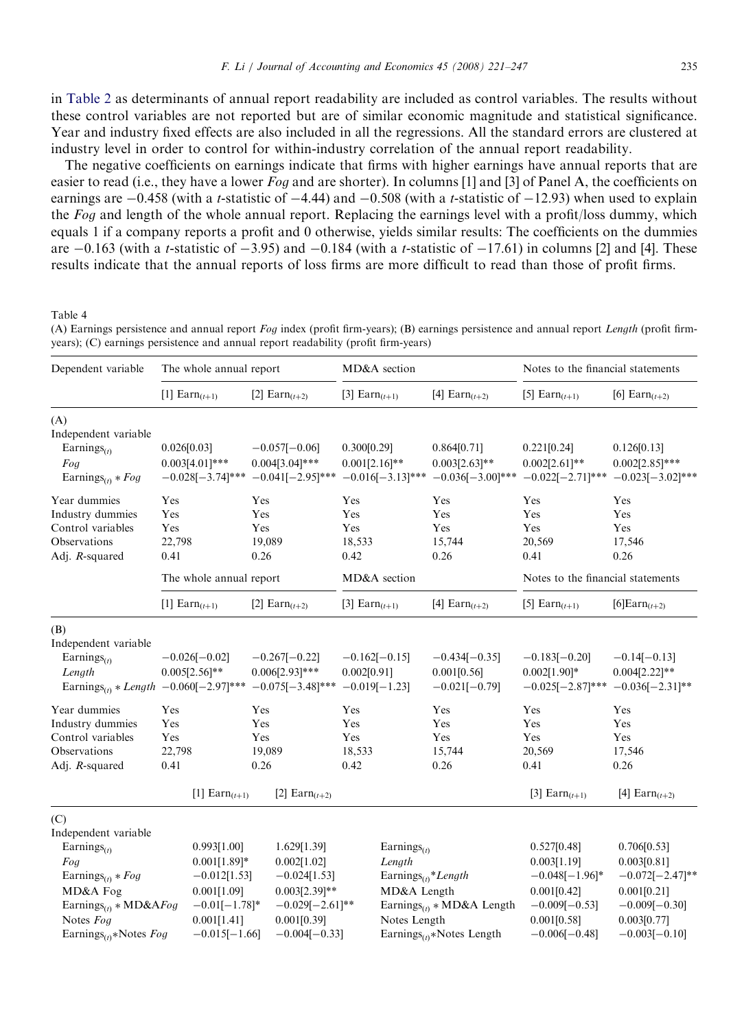in Table 2 as determinants of annual report readability are included as control variables. The results without these control variables are not reported but are of similar economic magnitude and statistical significance. Year and industry fixed effects are also included in all the regressions. All the standard errors are clustered at industry level in order to control for within-industry correlation of the annual report readability.

The negative coefficients on earnings indicate that firms with higher earnings have annual reports that are easier to read (i.e., they have a lower *Fog* and are shorter). In columns [1] and [3] of Panel A, the coefficients on earnings are −0.458 (with a *t*-statistic of −4.44) and −0.508 (with a *t*-statistic of −12.93) when used to explain the *Fog* and length of the whole annual report. Replacing the earnings level with a profit/loss dummy, which equals 1 if a company reports a profit and 0 otherwise, yields similar results: The coefficients on the dummies are −0.163 (with a *t*-statistic of −3.95) and −0.184 (with a *t*-statistic of −17.61) in columns [2] and [4]. These results indicate that the annual reports of loss firms are more difficult to read than those of profit firms.

Table 4
(A) Earnings persistence and annual report *Fog* index (profit firm-years); (B) earnings persistence and annual report *Length* (profit firm-years); (C) earnings persistence and annual report readability (profit firm-years)

| Dependent variable | The whole annual report | | MD&A section | | Notes to the financial statements | |
|---|---|---|---|---|---|---|
| | [1] $Earn_{(t+1)}$ | [2] $Earn_{(t+2)}$ | [3] $Earn_{(t+1)}$ | [4] $Earn_{(t+2)}$ | [5] $Earn_{(t+1)}$ | [6] $Earn_{(t+2)}$ |
| (A) | | | | | | |
| Independent variable | | | | | | |
| $Earnings_{(t)}$ | 0.026[0.03] | −0.057[−0.06] | 0.300[0.29] | 0.864[0.71] | 0.221[0.24] | 0.126[0.13] |
| *Fog* | 0.003[4.01]*** | 0.004[3.04]*** | 0.001[2.16]** | 0.003[2.63]** | 0.002[2.61]** | 0.002[2.85]*** |
| $Earnings_{(t)}$ * *Fog* | −0.028[−3.74]*** | −0.041[−2.95]*** | −0.016[−3.13]*** | −0.036[−3.00]*** | −0.022[−2.71]*** | −0.023[−3.02]*** |
| Year dummies | Yes | Yes | Yes | Yes | Yes | Yes |
| Industry dummies | Yes | Yes | Yes | Yes | Yes | Yes |
| Control variables | Yes | Yes | Yes | Yes | Yes | Yes |
| Observations | 22,798 | 19,089 | 18,533 | 15,744 | 20,569 | 17,546 |
| Adj. *R*-squared | 0.41 | 0.26 | 0.42 | 0.26 | 0.41 | 0.26 |

| | The whole annual report | | MD&A section | | Notes to the financial statements | |
|---|---|---|---|---|---|---|
| | [1] $Earn_{(t+1)}$ | [2] $Earn_{(t+2)}$ | [3] $Earn_{(t+1)}$ | [4] $Earn_{(t+2)}$ | [5] $Earn_{(t+1)}$ | [6] $Earn_{(t+2)}$ |
| (B) | | | | | | |
| Independent variable | | | | | | |
| $Earnings_{(t)}$ | −0.026[−0.02] | −0.267[−0.22] | −0.162[−0.15] | −0.434[−0.35] | −0.183[−0.20] | −0.14[−0.13] |
| *Length* | 0.005[2.56]** | 0.006[2.93]*** | 0.002[0.91] | 0.001[0.56] | 0.002[1.90]* | 0.004[2.22]** |
| $Earnings_{(t)}$ * *Length* | −0.060[−2.97]*** | −0.075[−3.48]*** | −0.019[−1.23] | −0.021[−0.79] | −0.025[−2.87]*** | −0.036[−2.31]** |
| Year dummies | Yes | Yes | Yes | Yes | Yes | Yes |
| Industry dummies | Yes | Yes | Yes | Yes | Yes | Yes |
| Control variables | Yes | Yes | Yes | Yes | Yes | Yes |
| Observations | 22,798 | 19,089 | 18,533 | 15,744 | 20,569 | 17,546 |
| Adj. *R*-squared | 0.41 | 0.26 | 0.42 | 0.26 | 0.41 | 0.26 |

| | [1] $Earn_{(t+1)}$ | [2] $Earn_{(t+2)}$ | | [3] $Earn_{(t+1)}$ | [4] $Earn_{(t+2)}$ |
|---|---|---|---|---|---|
| (C) | | | | | |
| Independent variable | | | | | |
| $Earnings_{(t)}$ | 0.993[1.00] | 1.629[1.39] | $Earnings_{(t)}$ | 0.527[0.48] | 0.706[0.53] |
| *Fog* | 0.001[1.89]* | 0.002[1.02] | *Length* | 0.003[1.19] | 0.003[0.81] |
| $Earnings_{(t)}$ * *Fog* | −0.012[1.53] | −0.024[1.53] | $Earnings_{(t)}$*\*Length* | −0.048[−1.96]* | −0.072[−2.47]** |
| MD&A Fog | 0.001[1.09] | 0.003[2.39]** | MD&A Length | 0.001[0.42] | 0.001[0.21] |
| $Earnings_{(t)}$ * MD&A*Fog* | −0.01[−1.78]* | −0.029[−2.61]** | $Earnings_{(t)}$ * MD&A Length | −0.009[−0.53] | −0.009[−0.30] |
| Notes *Fog* | 0.001[1.41] | 0.001[0.39] | Notes Length | 0.001[0.58] | 0.003[0.77] |
| $Earnings_{(t)}$*Notes *Fog* | −0.015[−1.66] | −0.004[−0.33] | $Earnings_{(t)}$*Notes Length | −0.006[−0.48] | −0.003[−0.10] |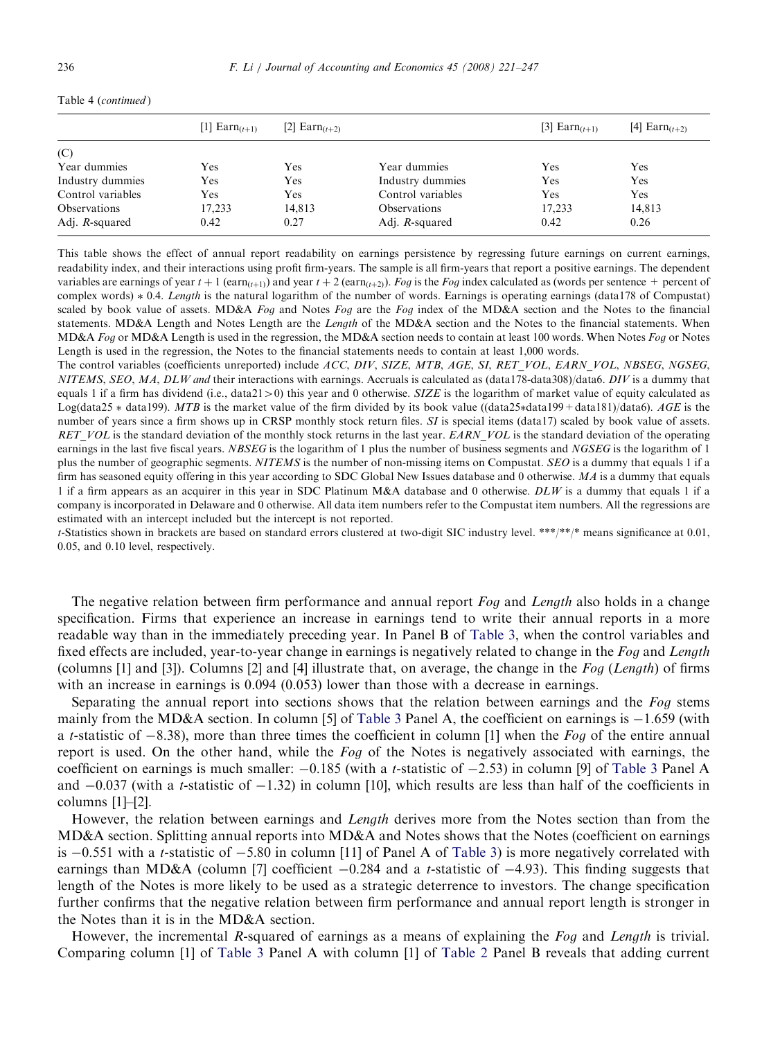Table 4 (*continued*)

| | [1] $\text{Earn}_{(t+1)}$ | [2] $\text{Earn}_{(t+2)}$ | | [3] $\text{Earn}_{(t+1)}$ | [4] $\text{Earn}_{(t+2)}$ |
|---|---|---|---|---|---|
| (C) | | | | | |
| Year dummies | Yes | Yes | Year dummies | Yes | Yes |
| Industry dummies | Yes | Yes | Industry dummies | Yes | Yes |
| Control variables | Yes | Yes | Control variables | Yes | Yes |
| Observations | 17,233 | 14,813 | Observations | 17,233 | 14,813 |
| Adj. *R*-squared | 0.42 | 0.27 | Adj. *R*-squared | 0.42 | 0.26 |

This table shows the effect of annual report readability on earnings persistence by regressing future earnings on current earnings, readability index, and their interactions using profit firm-years. The sample is all firm-years that report a positive earnings. The dependent variables are earnings of year $t+1$ ($\text{earn}_{(t+1)}$) and year $t+2$ ($\text{earn}_{(t+2)}$). *Fog* is the *Fog* index calculated as (words per sentence + percent of complex words) * 0.4. *Length* is the natural logarithm of the number of words. Earnings is operating earnings (data178 of Compustat) scaled by book value of assets. MD&A *Fog* and Notes *Fog* are the *Fog* index of the MD&A section and the Notes to the financial statements. MD&A Length and Notes Length are the *Length* of the MD&A section and the Notes to the financial statements. When MD&A *Fog* or MD&A Length is used in the regression, the MD&A section needs to contain at least 100 words. When Notes *Fog* or Notes Length is used in the regression, the Notes to the financial statements needs to contain at least 1,000 words.

The control variables (coefficients unreported) include *ACC*, *DIV*, *SIZE*, *MTB*, *AGE*, *SI*, *RET_VOL*, *EARN_VOL*, *NBSEG*, *NGSEG*, *NITEMS*, *SEO*, *MA*, *DLW and* their interactions with earnings. Accruals is calculated as (data178-data308)/data6. *DIV* is a dummy that equals 1 if a firm has dividend (i.e., data21 > 0) this year and 0 otherwise. *SIZE* is the logarithm of market value of equity calculated as Log(data25 * data199). *MTB* is the market value of the firm divided by its book value ((data25*data199 + data181)/data6). *AGE* is the number of years since a firm shows up in CRSP monthly stock return files. *SI* is special items (data17) scaled by book value of assets. *RET_VOL* is the standard deviation of the monthly stock returns in the last year. *EARN_VOL* is the standard deviation of the operating earnings in the last five fiscal years. *NBSEG* is the logarithm of 1 plus the number of business segments and *NGSEG* is the logarithm of 1 plus the number of geographic segments. *NITEMS* is the number of non-missing items on Compustat. *SEO* is a dummy that equals 1 if a firm has seasoned equity offering in this year according to SDC Global New Issues database and 0 otherwise. *MA* is a dummy that equals 1 if a firm appears as an acquirer in this year in SDC Platinum M&A database and 0 otherwise. *DLW* is a dummy that equals 1 if a company is incorporated in Delaware and 0 otherwise. All data item numbers refer to the Compustat item numbers. All the regressions are estimated with an intercept included but the intercept is not reported.

*t*-Statistics shown in brackets are based on standard errors clustered at two-digit SIC industry level. ***/**/* means significance at 0.01, 0.05, and 0.10 level, respectively.

The negative relation between firm performance and annual report *Fog* and *Length* also holds in a change specification. Firms that experience an increase in earnings tend to write their annual reports in a more readable way than in the immediately preceding year. In Panel B of Table 3, when the control variables and fixed effects are included, year-to-year change in earnings is negatively related to change in the *Fog* and *Length* (columns [1] and [3]). Columns [2] and [4] illustrate that, on average, the change in the *Fog* (*Length*) of firms with an increase in earnings is 0.094 (0.053) lower than those with a decrease in earnings.

Separating the annual report into sections shows that the relation between earnings and the *Fog* stems mainly from the MD&A section. In column [5] of Table 3 Panel A, the coefficient on earnings is −1.659 (with a *t*-statistic of −8.38), more than three times the coefficient in column [1] when the *Fog* of the entire annual report is used. On the other hand, while the *Fog* of the Notes is negatively associated with earnings, the coefficient on earnings is much smaller: −0.185 (with a *t*-statistic of −2.53) in column [9] of Table 3 Panel A and −0.037 (with a *t*-statistic of −1.32) in column [10], which results are less than half of the coefficients in columns [1]–[2].

However, the relation between earnings and *Length* derives more from the Notes section than from the MD&A section. Splitting annual reports into MD&A and Notes shows that the Notes (coefficient on earnings is −0.551 with a *t*-statistic of −5.80 in column [11] of Panel A of Table 3) is more negatively correlated with earnings than MD&A (column [7] coefficient −0.284 and a *t*-statistic of −4.93). This finding suggests that length of the Notes is more likely to be used as a strategic deterrence to investors. The change specification further confirms that the negative relation between firm performance and annual report length is stronger in the Notes than it is in the MD&A section.

However, the incremental *R*-squared of earnings as a means of explaining the *Fog* and *Length* is trivial. Comparing column [1] of Table 3 Panel A with column [1] of Table 2 Panel B reveals that adding current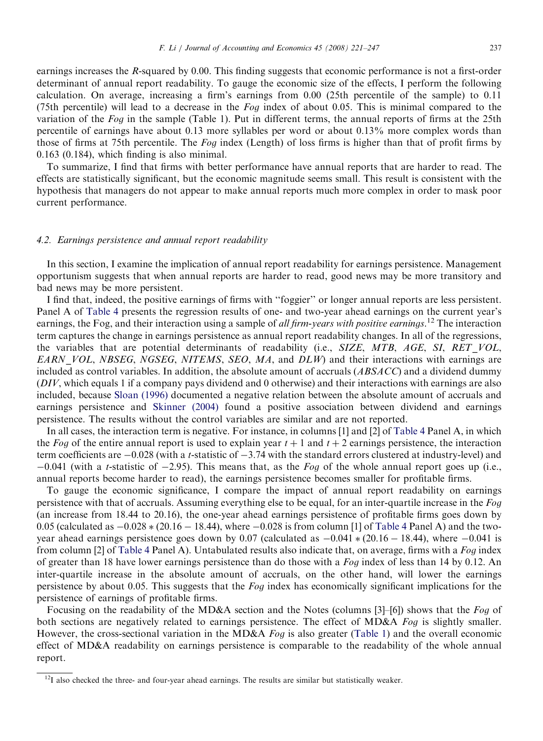earnings increases the $R$-squared by 0.00. This finding suggests that economic performance is not a first-order determinant of annual report readability. To gauge the economic size of the effects, I perform the following calculation. On average, increasing a firm's earnings from 0.00 (25th percentile of the sample) to 0.11 (75th percentile) will lead to a decrease in the *Fog* index of about 0.05. This is minimal compared to the variation of the *Fog* in the sample (Table 1). Put in different terms, the annual reports of firms at the 25th percentile of earnings have about 0.13 more syllables per word or about 0.13% more complex words than those of firms at 75th percentile. The *Fog* index (Length) of loss firms is higher than that of profit firms by 0.163 (0.184), which finding is also minimal.

To summarize, I find that firms with better performance have annual reports that are harder to read. The effects are statistically significant, but the economic magnitude seems small. This result is consistent with the hypothesis that managers do not appear to make annual reports much more complex in order to mask poor current performance.

### 4.2. Earnings persistence and annual report readability

In this section, I examine the implication of annual report readability for earnings persistence. Management opportunism suggests that when annual reports are harder to read, good news may be more transitory and bad news may be more persistent.

I find that, indeed, the positive earnings of firms with "foggier" or longer annual reports are less persistent. Panel A of Table 4 presents the regression results of one- and two-year ahead earnings on the current year's earnings, the Fog, and their interaction using a sample of *all firm-years with positive earnings*.[12] The interaction term captures the change in earnings persistence as annual report readability changes. In all of the regressions, the variables that are potential determinants of readability (i.e., *SIZE*, *MTB*, *AGE*, *SI*, *RET_VOL*, *EARN_VOL*, *NBSEG*, *NGSEG*, *NITEMS*, *SEO*, *MA*, and *DLW*) and their interactions with earnings are included as control variables. In addition, the absolute amount of accruals (*ABSACC*) and a dividend dummy (*DIV*, which equals 1 if a company pays dividend and 0 otherwise) and their interactions with earnings are also included, because Sloan (1996) documented a negative relation between the absolute amount of accruals and earnings persistence and Skinner (2004) found a positive association between dividend and earnings persistence. The results without the control variables are similar and are not reported.

In all cases, the interaction term is negative. For instance, in columns [1] and [2] of Table 4 Panel A, in which the *Fog* of the entire annual report is used to explain year $t+1$ and $t+2$ earnings persistence, the interaction term coefficients are $-0.028$ (with a $t$-statistic of $-3.74$ with the standard errors clustered at industry-level) and $-0.041$ (with a $t$-statistic of $-2.95$). This means that, as the *Fog* of the whole annual report goes up (i.e., annual reports become harder to read), the earnings persistence becomes smaller for profitable firms.

To gauge the economic significance, I compare the impact of annual report readability on earnings persistence with that of accruals. Assuming everything else to be equal, for an inter-quartile increase in the *Fog* (an increase from 18.44 to 20.16), the one-year ahead earnings persistence of profitable firms goes down by 0.05 (calculated as $-0.028*(20.16-18.44)$, where $-0.028$ is from column [1] of Table 4 Panel A) and the two-year ahead earnings persistence goes down by 0.07 (calculated as $-0.041*(20.16-18.44)$, where $-0.041$ is from column [2] of Table 4 Panel A). Untabulated results also indicate that, on average, firms with a *Fog* index of greater than 18 have lower earnings persistence than do those with a *Fog* index of less than 14 by 0.12. An inter-quartile increase in the absolute amount of accruals, on the other hand, will lower the earnings persistence by about 0.05. This suggests that the *Fog* index has economically significant implications for the persistence of earnings of profitable firms.

Focusing on the readability of the MD&A section and the Notes (columns [3]–[6]) shows that the *Fog* of both sections are negatively related to earnings persistence. The effect of MD&A *Fog* is slightly smaller. However, the cross-sectional variation in the MD&A *Fog* is also greater (Table 1) and the overall economic effect of MD&A readability on earnings persistence is comparable to the readability of the whole annual report.

[12] I also checked the three- and four-year ahead earnings. The results are similar but statistically weaker.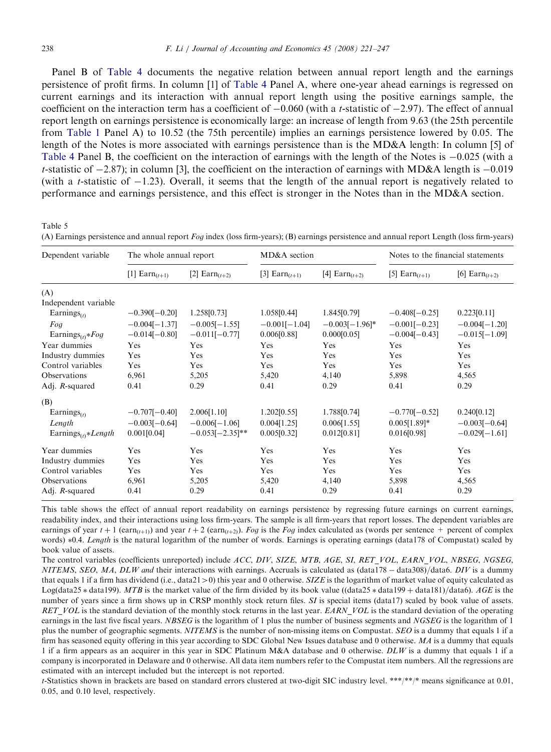Panel B of Table 4 documents the negative relation between annual report length and the earnings persistence of profit firms. In column [1] of Table 4 Panel A, where one-year ahead earnings is regressed on current earnings and its interaction with annual report length using the positive earnings sample, the coefficient on the interaction term has a coefficient of −0.060 (with a $t$-statistic of −2.97). The effect of annual report length on earnings persistence is economically large: an increase of length from 9.63 (the 25th percentile from Table 1 Panel A) to 10.52 (the 75th percentile) implies an earnings persistence lowered by 0.05. The length of the Notes is more associated with earnings persistence than is the MD&A length: In column [5] of Table 4 Panel B, the coefficient on the interaction of earnings with the length of the Notes is −0.025 (with a $t$-statistic of −2.87); in column [3], the coefficient on the interaction of earnings with MD&A length is −0.019 (with a $t$-statistic of −1.23). Overall, it seems that the length of the annual report is negatively related to performance and earnings persistence, and this effect is stronger in the Notes than in the MD&A section.

Table 5

(A) Earnings persistence and annual report *Fog* index (loss firm-years); (B) earnings persistence and annual report Length (loss firm-years)

| Dependent variable | The whole annual report | | MD&A section | | Notes to the financial statements | |
|---|---|---|---|---|---|---|
| | [1] $\text{Earn}_{(t+1)}$ | [2] $\text{Earn}_{(t+2)}$ | [3] $\text{Earn}_{(t+1)}$ | [4] $\text{Earn}_{(t+2)}$ | [5] $\text{Earn}_{(t+1)}$ | [6] $\text{Earn}_{(t+2)}$ |
| (A) | | | | | | |
| Independent variable | | | | | | |
| $\text{Earnings}_{(t)}$ | −0.390[−0.20] | 1.258[0.73] | 1.058[0.44] | 1.845[0.79] | −0.408[−0.25] | 0.223[0.11] |
| *Fog* | −0.004[−1.37] | −0.005[−1.55] | −0.001[−1.04] | −0.003[−1.96]* | −0.001[−0.23] | −0.004[−1.20] |
| $\text{Earnings}_{(t)}$*​*Fog* | −0.014[−0.80] | −0.011[−0.77] | 0.006[0.88] | 0.000[0.05] | −0.004[−0.43] | −0.015[−1.09] |
| Year dummies | Yes | Yes | Yes | Yes | Yes | Yes |
| Industry dummies | Yes | Yes | Yes | Yes | Yes | Yes |
| Control variables | Yes | Yes | Yes | Yes | Yes | Yes |
| Observations | 6,961 | 5,205 | 5,420 | 4,140 | 5,898 | 4,565 |
| Adj. $R$-squared | 0.41 | 0.29 | 0.41 | 0.29 | 0.41 | 0.29 |
| (B) | | | | | | |
| $\text{Earnings}_{(t)}$ | −0.707[−0.40] | 2.006[1.10] | 1.202[0.55] | 1.788[0.74] | −0.770[−0.52] | 0.240[0.12] |
| *Length* | −0.003[−0.64] | −0.006[−1.06] | 0.004[1.25] | 0.006[1.55] | 0.005[1.89]* | −0.003[−0.64] |
| $\text{Earnings}_{(t)}$*​*Length* | 0.001[0.04] | −0.053[−2.35]** | 0.005[0.32] | 0.012[0.81] | 0.016[0.98] | −0.029[−1.61] |
| Year dummies | Yes | Yes | Yes | Yes | Yes | Yes |
| Industry dummies | Yes | Yes | Yes | Yes | Yes | Yes |
| Control variables | Yes | Yes | Yes | Yes | Yes | Yes |
| Observations | 6,961 | 5,205 | 5,420 | 4,140 | 5,898 | 4,565 |
| Adj. $R$-squared | 0.41 | 0.29 | 0.41 | 0.29 | 0.41 | 0.29 |

This table shows the effect of annual report readability on earnings persistence by regressing future earnings on current earnings, readability index, and their interactions using loss firm-years. The sample is all firm-years that report losses. The dependent variables are earnings of year $t+1$ ($\text{earn}_{(t+1)}$) and year $t+2$ ($\text{earn}_{(t+2)}$). *Fog* is the *Fog* index calculated as (words per sentence + percent of complex words) *0.4. *Length* is the natural logarithm of the number of words. Earnings is operating earnings (data178 of Compustat) scaled by book value of assets.

The control variables (coefficients unreported) include *ACC*, *DIV*, *SIZE*, *MTB*, *AGE*, *SI*, *RET_VOL*, *EARN_VOL*, *NBSEG*, *NGSEG*, *NITEMS*, *SEO*, *MA*, *DLW and* their interactions with earnings. Accruals is calculated as (data178 − data308)/data6. *DIV* is a dummy that equals 1 if a firm has dividend (i.e., data21 > 0) this year and 0 otherwise. *SIZE* is the logarithm of market value of equity calculated as Log(data25 * data199). *MTB* is the market value of the firm divided by its book value ((data25 * data199 + data181)/data6). *AGE* is the number of years since a firm shows up in CRSP monthly stock return files. *SI* is special items (data17) scaled by book value of assets. *RET_VOL* is the standard deviation of the monthly stock returns in the last year. *EARN_VOL* is the standard deviation of the operating earnings in the last five fiscal years. *NBSEG* is the logarithm of 1 plus the number of business segments and *NGSEG* is the logarithm of 1 plus the number of geographic segments. *NITEMS* is the number of non-missing items on Compustat. *SEO* is a dummy that equals 1 if a firm has seasoned equity offering in this year according to SDC Global New Issues database and 0 otherwise. *MA* is a dummy that equals 1 if a firm appears as an acquirer in this year in SDC Platinum M&A database and 0 otherwise. *DLW* is a dummy that equals 1 if a company is incorporated in Delaware and 0 otherwise. All data item numbers refer to the Compustat item numbers. All the regressions are estimated with an intercept included but the intercept is not reported.

$t$-Statistics shown in brackets are based on standard errors clustered at two-digit SIC industry level. ***/**/* means significance at 0.01, 0.05, and 0.10 level, respectively.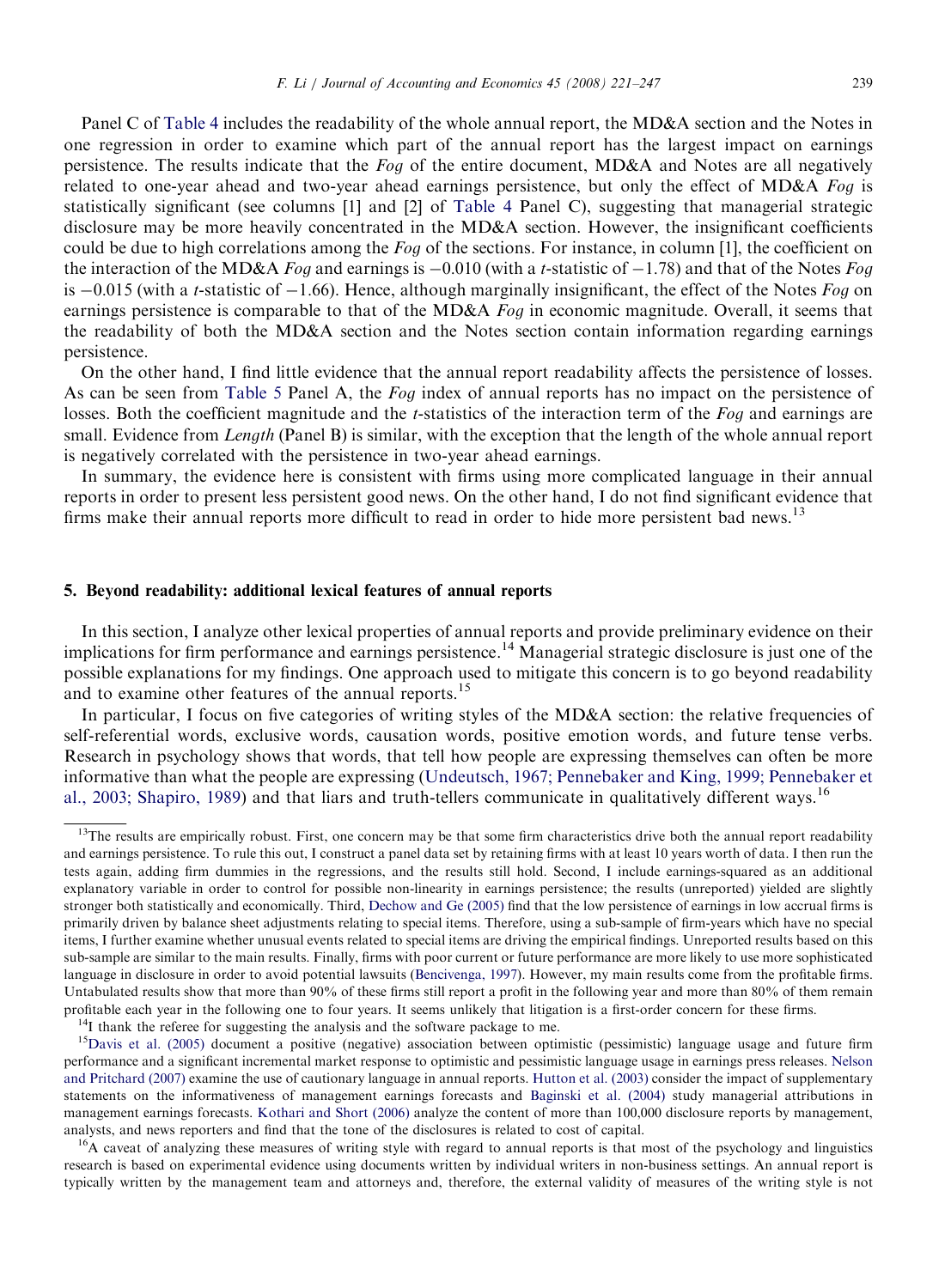Panel C of Table 4 includes the readability of the whole annual report, the MD&A section and the Notes in one regression in order to examine which part of the annual report has the largest impact on earnings persistence. The results indicate that the *Fog* of the entire document, MD&A and Notes are all negatively related to one-year ahead and two-year ahead earnings persistence, but only the effect of MD&A *Fog* is statistically significant (see columns [1] and [2] of Table 4 Panel C), suggesting that managerial strategic disclosure may be more heavily concentrated in the MD&A section. However, the insignificant coefficients could be due to high correlations among the *Fog* of the sections. For instance, in column [1], the coefficient on the interaction of the MD&A *Fog* and earnings is −0.010 (with a *t*-statistic of −1.78) and that of the Notes *Fog* is −0.015 (with a *t*-statistic of −1.66). Hence, although marginally insignificant, the effect of the Notes *Fog* on earnings persistence is comparable to that of the MD&A *Fog* in economic magnitude. Overall, it seems that the readability of both the MD&A section and the Notes section contain information regarding earnings persistence.

On the other hand, I find little evidence that the annual report readability affects the persistence of losses. As can be seen from Table 5 Panel A, the *Fog* index of annual reports has no impact on the persistence of losses. Both the coefficient magnitude and the *t*-statistics of the interaction term of the *Fog* and earnings are small. Evidence from *Length* (Panel B) is similar, with the exception that the length of the whole annual report is negatively correlated with the persistence in two-year ahead earnings.

In summary, the evidence here is consistent with firms using more complicated language in their annual reports in order to present less persistent good news. On the other hand, I do not find significant evidence that firms make their annual reports more difficult to read in order to hide more persistent bad news.[13]

## 5. Beyond readability: additional lexical features of annual reports

In this section, I analyze other lexical properties of annual reports and provide preliminary evidence on their implications for firm performance and earnings persistence.[14] Managerial strategic disclosure is just one of the possible explanations for my findings. One approach used to mitigate this concern is to go beyond readability and to examine other features of the annual reports.[15]

In particular, I focus on five categories of writing styles of the MD&A section: the relative frequencies of self-referential words, exclusive words, causation words, positive emotion words, and future tense verbs. Research in psychology shows that words, that tell how people are expressing themselves can often be more informative than what the people are expressing (Undeutsch, 1967; Pennebaker and King, 1999; Pennebaker et al., 2003; Shapiro, 1989) and that liars and truth-tellers communicate in qualitatively different ways.[16]

---

[13]The results are empirically robust. First, one concern may be that some firm characteristics drive both the annual report readability and earnings persistence. To rule this out, I construct a panel data set by retaining firms with at least 10 years worth of data. I then run the tests again, adding firm dummies in the regressions, and the results still hold. Second, I include earnings-squared as an additional explanatory variable in order to control for possible non-linearity in earnings persistence; the results (unreported) yielded are slightly stronger both statistically and economically. Third, Dechow and Ge (2005) find that the low persistence of earnings in low accrual firms is primarily driven by balance sheet adjustments relating to special items. Therefore, using a sub-sample of firm-years which have no special items, I further examine whether unusual events related to special items are driving the empirical findings. Unreported results based on this sub-sample are similar to the main results. Finally, firms with poor current or future performance are more likely to use more sophisticated language in disclosure in order to avoid potential lawsuits (Bencivenga, 1997). However, my main results come from the profitable firms. Untabulated results show that more than 90% of these firms still report a profit in the following year and more than 80% of them remain profitable each year in the following one to four years. It seems unlikely that litigation is a first-order concern for these firms.

[14]I thank the referee for suggesting the analysis and the software package to me.

[15]Davis et al. (2005) document a positive (negative) association between optimistic (pessimistic) language usage and future firm performance and a significant incremental market response to optimistic and pessimistic language usage in earnings press releases. Nelson and Pritchard (2007) examine the use of cautionary language in annual reports. Hutton et al. (2003) consider the impact of supplementary statements on the informativeness of management earnings forecasts and Baginski et al. (2004) study managerial attributions in management earnings forecasts. Kothari and Short (2006) analyze the content of more than 100,000 disclosure reports by management, analysts, and news reporters and find that the tone of the disclosures is related to cost of capital.

[16]A caveat of analyzing these measures of writing style with regard to annual reports is that most of the psychology and linguistics research is based on experimental evidence using documents written by individual writers in non-business settings. An annual report is typically written by the management team and attorneys and, therefore, the external validity of measures of the writing style is not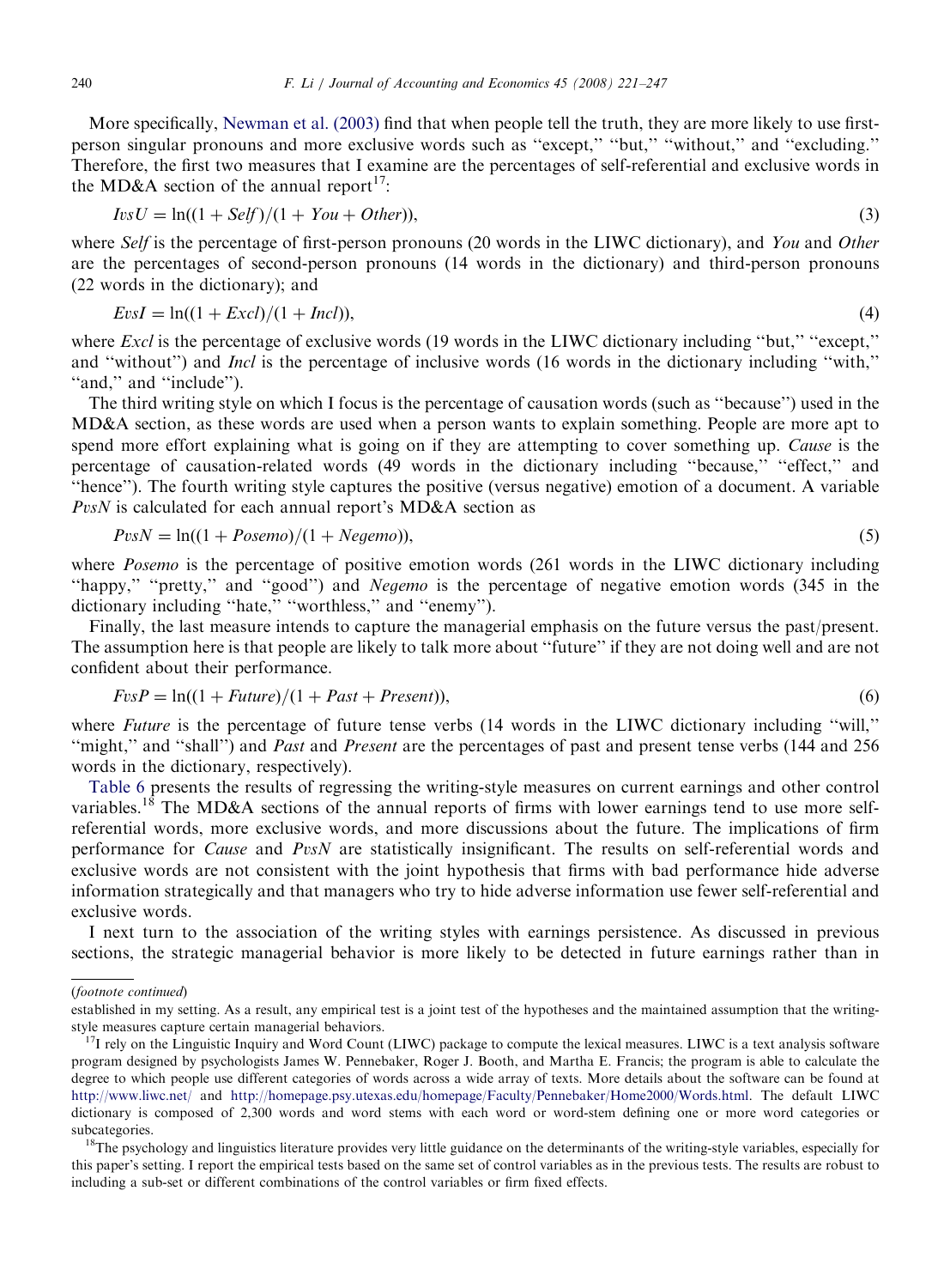More specifically, Newman et al. (2003) find that when people tell the truth, they are more likely to use first-person singular pronouns and more exclusive words such as ''except,'' ''but,'' ''without,'' and ''excluding.'' Therefore, the first two measures that I examine are the percentages of self-referential and exclusive words in the MD&A section of the annual report[17]:

$$IvsU = \ln((1 + Self)/(1 + You + Other)), \tag{3}$$

where *Self* is the percentage of first-person pronouns (20 words in the LIWC dictionary), and *You* and *Other* are the percentages of second-person pronouns (14 words in the dictionary) and third-person pronouns (22 words in the dictionary); and

$$EvsI = \ln((1 + Excl)/(1 + Incl)), \tag{4}$$

where *Excl* is the percentage of exclusive words (19 words in the LIWC dictionary including ''but,'' ''except,'' and ''without'') and *Incl* is the percentage of inclusive words (16 words in the dictionary including ''with,'' ''and,'' and ''include'').

The third writing style on which I focus is the percentage of causation words (such as ''because'') used in the MD&A section, as these words are used when a person wants to explain something. People are more apt to spend more effort explaining what is going on if they are attempting to cover something up. *Cause* is the percentage of causation-related words (49 words in the dictionary including ''because,'' ''effect,'' and ''hence''). The fourth writing style captures the positive (versus negative) emotion of a document. A variable *PvsN* is calculated for each annual report's MD&A section as

$$PvsN = \ln((1 + Posemo)/(1 + Negemo)), \tag{5}$$

where *Posemo* is the percentage of positive emotion words (261 words in the LIWC dictionary including ''happy,'' ''pretty,'' and ''good'') and *Negemo* is the percentage of negative emotion words (345 in the dictionary including ''hate,'' ''worthless,'' and ''enemy'').

Finally, the last measure intends to capture the managerial emphasis on the future versus the past/present. The assumption here is that people are likely to talk more about ''future'' if they are not doing well and are not confident about their performance.

$$FvsP = \ln((1 + Future)/(1 + Past + Present)), \tag{6}$$

where *Future* is the percentage of future tense verbs (14 words in the LIWC dictionary including ''will,'' ''might,'' and ''shall'') and *Past* and *Present* are the percentages of past and present tense verbs (144 and 256 words in the dictionary, respectively).

Table 6 presents the results of regressing the writing-style measures on current earnings and other control variables.[18] The MD&A sections of the annual reports of firms with lower earnings tend to use more self-referential words, more exclusive words, and more discussions about the future. The implications of firm performance for *Cause* and *PvsN* are statistically insignificant. The results on self-referential words and exclusive words are not consistent with the joint hypothesis that firms with bad performance hide adverse information strategically and that managers who try to hide adverse information use fewer self-referential and exclusive words.

I next turn to the association of the writing styles with earnings persistence. As discussed in previous sections, the strategic managerial behavior is more likely to be detected in future earnings rather than in

---

(*footnote continued*)

established in my setting. As a result, any empirical test is a joint test of the hypotheses and the maintained assumption that the writing-style measures capture certain managerial behaviors.

[17] I rely on the Linguistic Inquiry and Word Count (LIWC) package to compute the lexical measures. LIWC is a text analysis software program designed by psychologists James W. Pennebaker, Roger J. Booth, and Martha E. Francis; the program is able to calculate the degree to which people use different categories of words across a wide array of texts. More details about the software can be found at http://www.liwc.net/ and http://homepage.psy.utexas.edu/homepage/Faculty/Pennebaker/Home2000/Words.html. The default LIWC dictionary is composed of 2,300 words and word stems with each word or word-stem defining one or more word categories or subcategories.

[18] The psychology and linguistics literature provides very little guidance on the determinants of the writing-style variables, especially for this paper's setting. I report the empirical tests based on the same set of control variables as in the previous tests. The results are robust to including a sub-set or different combinations of the control variables or firm fixed effects.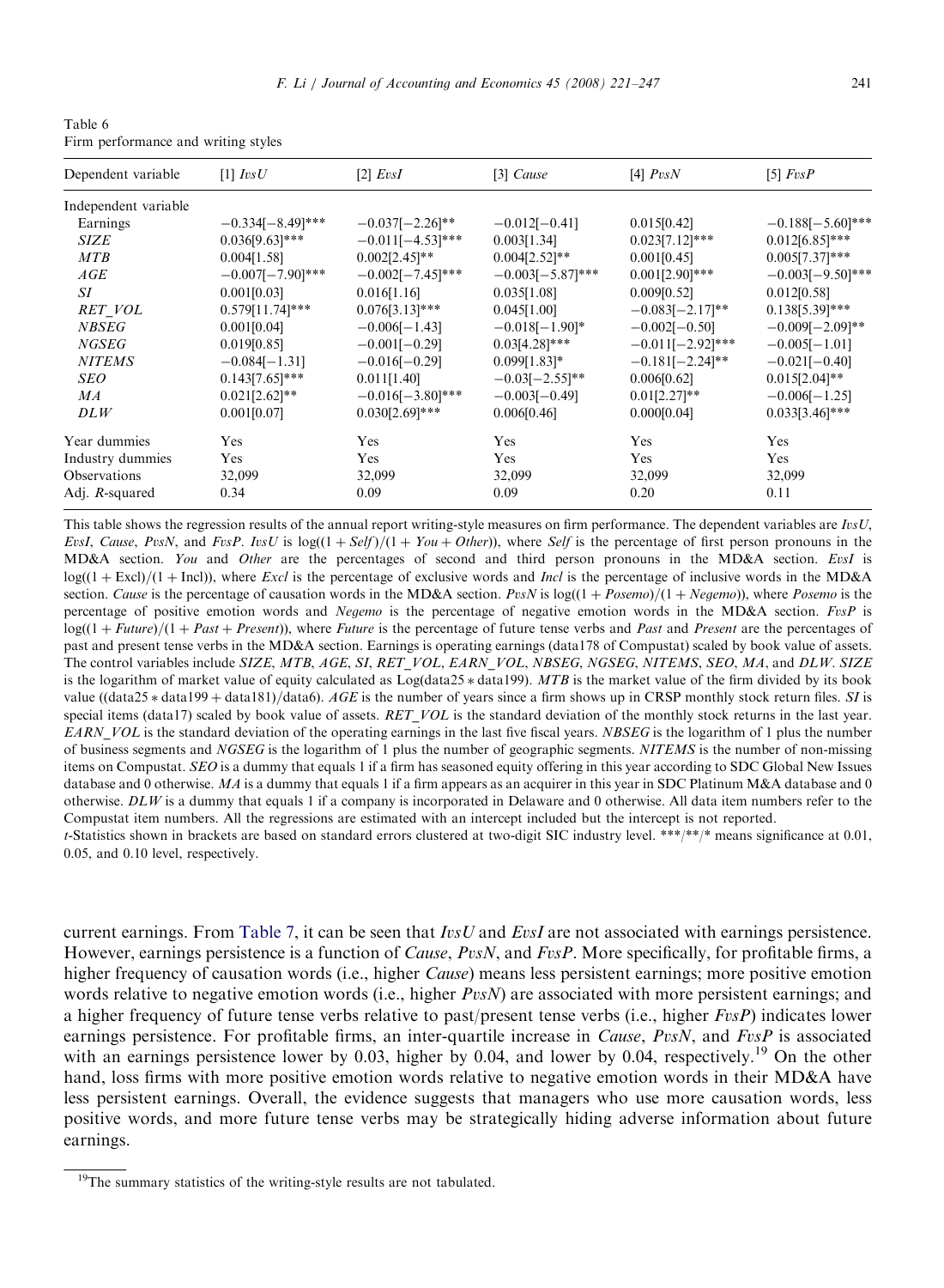Table 6
Firm performance and writing styles

| Dependent variable | [1] *IvsU* | [2] *EvsI* | [3] *Cause* | [4] *PvsN* | [5] *FvsP* |
|---|---|---|---|---|---|
| Independent variable | | | | | |
| Earnings | −0.334[−8.49]*** | −0.037[−2.26]** | −0.012[−0.41] | 0.015[0.42] | −0.188[−5.60]*** |
| *SIZE* | 0.036[9.63]*** | −0.011[−4.53]*** | 0.003[1.34] | 0.023[7.12]*** | 0.012[6.85]*** |
| *MTB* | 0.004[1.58] | 0.002[2.45]** | 0.004[2.52]** | 0.001[0.45] | 0.005[7.37]*** |
| *AGE* | −0.007[−7.90]*** | −0.002[−7.45]*** | −0.003[−5.87]*** | 0.001[2.90]*** | −0.003[−9.50]*** |
| *SI* | 0.001[0.03] | 0.016[1.16] | 0.035[1.08] | 0.009[0.52] | 0.012[0.58] |
| *RET_VOL* | 0.579[11.74]*** | 0.076[3.13]*** | 0.045[1.00] | −0.083[−2.17]** | 0.138[5.39]*** |
| *NBSEG* | 0.001[0.04] | −0.006[−1.43] | −0.018[−1.90]* | −0.002[−0.50] | −0.009[−2.09]** |
| *NGSEG* | 0.019[0.85] | −0.001[−0.29] | 0.03[4.28]*** | −0.011[−2.92]*** | −0.005[−1.01] |
| *NITEMS* | −0.084[−1.31] | −0.016[−0.29] | 0.099[1.83]* | −0.181[−2.24]** | −0.021[−0.40] |
| *SEO* | 0.143[7.65]*** | 0.011[1.40] | −0.03[−2.55]** | 0.006[0.62] | 0.015[2.04]** |
| *MA* | 0.021[2.62]** | −0.016[−3.80]*** | −0.003[−0.49] | 0.01[2.27]** | −0.006[−1.25] |
| *DLW* | 0.001[0.07] | 0.030[2.69]*** | 0.006[0.46] | 0.000[0.04] | 0.033[3.46]*** |
| Year dummies | Yes | Yes | Yes | Yes | Yes |
| Industry dummies | Yes | Yes | Yes | Yes | Yes |
| Observations | 32,099 | 32,099 | 32,099 | 32,099 | 32,099 |
| Adj. *R*-squared | 0.34 | 0.09 | 0.09 | 0.20 | 0.11 |

This table shows the regression results of the annual report writing-style measures on firm performance. The dependent variables are *IvsU*, *EvsI*, *Cause*, *PvsN*, and *FvsP*. *IvsU* is $\log((1 + Self)/(1 + You + Other))$, where *Self* is the percentage of first person pronouns in the MD&A section. *You* and *Other* are the percentages of second and third person pronouns in the MD&A section. *EvsI* is $\log((1 + \text{Excl})/(1 + \text{Incl}))$, where *Excl* is the percentage of exclusive words and *Incl* is the percentage of inclusive words in the MD&A section. *Cause* is the percentage of causation words in the MD&A section. *PvsN* is $\log((1 + Posemo)/(1 + Negemo))$, where *Posemo* is the percentage of positive emotion words and *Negemo* is the percentage of negative emotion words in the MD&A section. *FvsP* is $\log((1 + Future)/(1 + Past + Present))$, where *Future* is the percentage of future tense verbs and *Past* and *Present* are the percentages of past and present tense verbs in the MD&A section. Earnings is operating earnings (data178 of Compustat) scaled by book value of assets. The control variables include *SIZE*, *MTB*, *AGE*, *SI*, *RET_VOL*, *EARN_VOL*, *NBSEG*, *NGSEG*, *NITEMS*, *SEO*, *MA*, and *DLW*. *SIZE* is the logarithm of market value of equity calculated as Log(data25 $*$ data199). *MTB* is the market value of the firm divided by its book value ((data25 $*$ data199 + data181)/data6). *AGE* is the number of years since a firm shows up in CRSP monthly stock return files. *SI* is special items (data17) scaled by book value of assets. *RET_VOL* is the standard deviation of the monthly stock returns in the last year. *EARN_VOL* is the standard deviation of the operating earnings in the last five fiscal years. *NBSEG* is the logarithm of 1 plus the number of business segments and *NGSEG* is the logarithm of 1 plus the number of geographic segments. *NITEMS* is the number of non-missing items on Compustat. *SEO* is a dummy that equals 1 if a firm has seasoned equity offering in this year according to SDC Global New Issues database and 0 otherwise. *MA* is a dummy that equals 1 if a firm appears as an acquirer in this year in SDC Platinum M&A database and 0 otherwise. *DLW* is a dummy that equals 1 if a company is incorporated in Delaware and 0 otherwise. All data item numbers refer to the Compustat item numbers. All the regressions are estimated with an intercept included but the intercept is not reported.

*t*-Statistics shown in brackets are based on standard errors clustered at two-digit SIC industry level. ***/**/* means significance at 0.01, 0.05, and 0.10 level, respectively.

current earnings. From Table 7, it can be seen that *IvsU* and *EvsI* are not associated with earnings persistence. However, earnings persistence is a function of *Cause*, *PvsN*, and *FvsP*. More specifically, for profitable firms, a higher frequency of causation words (i.e., higher *Cause*) means less persistent earnings; more positive emotion words relative to negative emotion words (i.e., higher *PvsN*) are associated with more persistent earnings; and a higher frequency of future tense verbs relative to past/present tense verbs (i.e., higher *FvsP*) indicates lower earnings persistence. For profitable firms, an inter-quartile increase in *Cause*, *PvsN*, and *FvsP* is associated with an earnings persistence lower by 0.03, higher by 0.04, and lower by 0.04, respectively.[19] On the other hand, loss firms with more positive emotion words relative to negative emotion words in their MD&A have less persistent earnings. Overall, the evidence suggests that managers who use more causation words, less positive words, and more future tense verbs may be strategically hiding adverse information about future earnings.

[19] The summary statistics of the writing-style results are not tabulated.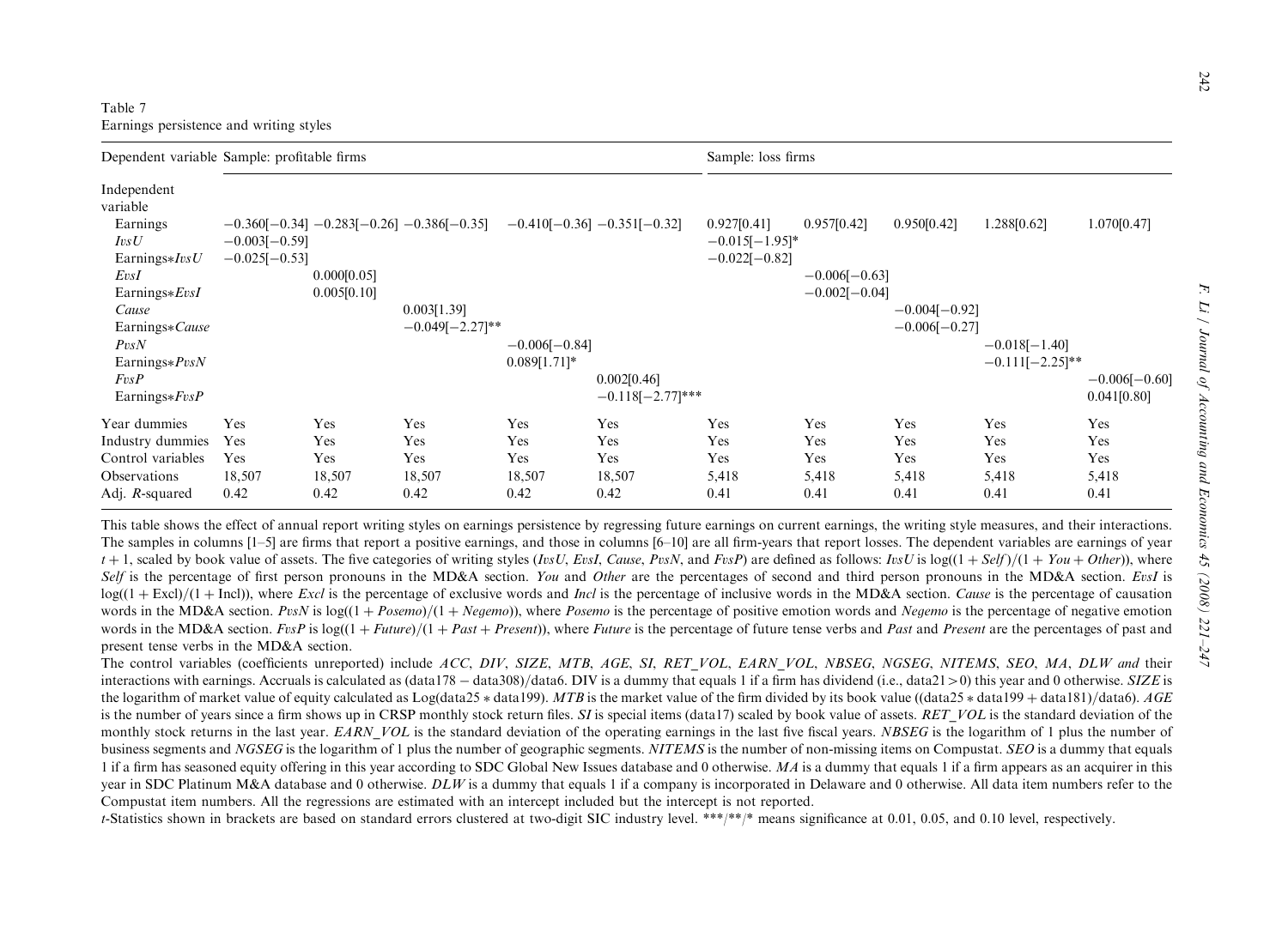Table 7
Earnings persistence and writing styles

| Dependent variable | Sample: profitable firms | | | | | Sample: loss firms | | | | |
|---|---|---|---|---|---|---|---|---|---|---|
| Independent variable | | | | | | | | | | |
| Earnings | −0.360[−0.34] | −0.283[−0.26] | −0.386[−0.35] | −0.410[−0.36] | −0.351[−0.32] | 0.927[0.41] | 0.957[0.42] | 0.950[0.42] | 1.288[0.62] | 1.070[0.47] |
| *IvsU* | −0.003[−0.59] | | | | | −0.015[−1.95]* | | | | |
| Earnings\**IvsU* | −0.025[−0.53] | | | | | −0.022[−0.82] | | | | |
| *EvsI* | | 0.000[0.05] | | | | | −0.006[−0.63] | | | |
| Earnings\**EvsI* | | 0.005[0.10] | | | | | −0.002[−0.04] | | | |
| *Cause* | | | 0.003[1.39] | | | | | −0.004[−0.92] | | |
| Earnings\**Cause* | | | −0.049[−2.27]** | | | | | −0.006[−0.27] | | |
| *PvsN* | | | | −0.006[−0.84] | | | | | −0.018[−1.40] | |
| Earnings\**PvsN* | | | | 0.089[1.71]* | | | | | −0.111[−2.25]** | |
| *FvsP* | | | | | 0.002[0.46] | | | | | −0.006[−0.60] |
| Earnings\**FvsP* | | | | | −0.118[−2.77]*** | | | | | 0.041[0.80] |
| Year dummies | Yes | Yes | Yes | Yes | Yes | Yes | Yes | Yes | Yes | Yes |
| Industry dummies | Yes | Yes | Yes | Yes | Yes | Yes | Yes | Yes | Yes | Yes |
| Control variables | Yes | Yes | Yes | Yes | Yes | Yes | Yes | Yes | Yes | Yes |
| Observations | 18,507 | 18,507 | 18,507 | 18,507 | 18,507 | 5,418 | 5,418 | 5,418 | 5,418 | 5,418 |
| Adj. $R$-squared | 0.42 | 0.42 | 0.42 | 0.42 | 0.42 | 0.41 | 0.41 | 0.41 | 0.41 | 0.41 |

This table shows the effect of annual report writing styles on earnings persistence by regressing future earnings on current earnings, the writing style measures, and their interactions. The samples in columns [1–5] are firms that report a positive earnings, and those in columns [6–10] are all firm-years that report losses. The dependent variables are earnings of year $t+1$, scaled by book value of assets. The five categories of writing styles (*IvsU*, *EvsI*, *Cause*, *PvsN*, and *FvsP*) are defined as follows: *IvsU* is $\log((1+\textit{Self})/(1+\textit{You}+\textit{Other}))$, where *Self* is the percentage of first person pronouns in the MD&A section. *You* and *Other* are the percentages of second and third person pronouns in the MD&A section. *EvsI* is $\log((1+\text{Excl})/(1+\text{Incl}))$, where *Excl* is the percentage of exclusive words and *Incl* is the percentage of inclusive words in the MD&A section. *Cause* is the percentage of causation words in the MD&A section. *PvsN* is $\log((1+\textit{Posemo})/(1+\textit{Negemo}))$, where *Posemo* is the percentage of positive emotion words and *Negemo* is the percentage of negative emotion words in the MD&A section. *FvsP* is $\log((1+\textit{Future})/(1+\textit{Past}+\textit{Present}))$, where *Future* is the percentage of future tense verbs and *Past* and *Present* are the percentages of past and present tense verbs in the MD&A section.

The control variables (coefficients unreported) include *ACC*, *DIV*, *SIZE*, *MTB*, *AGE*, *SI*, *RET_VOL*, *EARN_VOL*, *NBSEG*, *NGSEG*, *NITEMS*, *SEO*, *MA*, *DLW and* their interactions with earnings. Accruals is calculated as (data178 − data308)/data6. DIV is a dummy that equals 1 if a firm has dividend (i.e., data21 > 0) this year and 0 otherwise. *SIZE* is the logarithm of market value of equity calculated as Log(data25 \* data199). *MTB* is the market value of the firm divided by its book value ((data25 \* data199 + data181)/data6). *AGE* is the number of years since a firm shows up in CRSP monthly stock return files. *SI* is special items (data17) scaled by book value of assets. *RET_VOL* is the standard deviation of the monthly stock returns in the last year. *EARN_VOL* is the standard deviation of the operating earnings in the last five fiscal years. *NBSEG* is the logarithm of 1 plus the number of business segments and *NGSEG* is the logarithm of 1 plus the number of geographic segments. *NITEMS* is the number of non-missing items on Compustat. *SEO* is a dummy that equals 1 if a firm has seasoned equity offering in this year according to SDC Global New Issues database and 0 otherwise. *MA* is a dummy that equals 1 if a firm appears as an acquirer in this year in SDC Platinum M&A database and 0 otherwise. *DLW* is a dummy that equals 1 if a company is incorporated in Delaware and 0 otherwise. All data item numbers refer to the Compustat item numbers. All the regressions are estimated with an intercept included but the intercept is not reported.

$t$-Statistics shown in brackets are based on standard errors clustered at two-digit SIC industry level. ***/**/* means significance at 0.01, 0.05, and 0.10 level, respectively.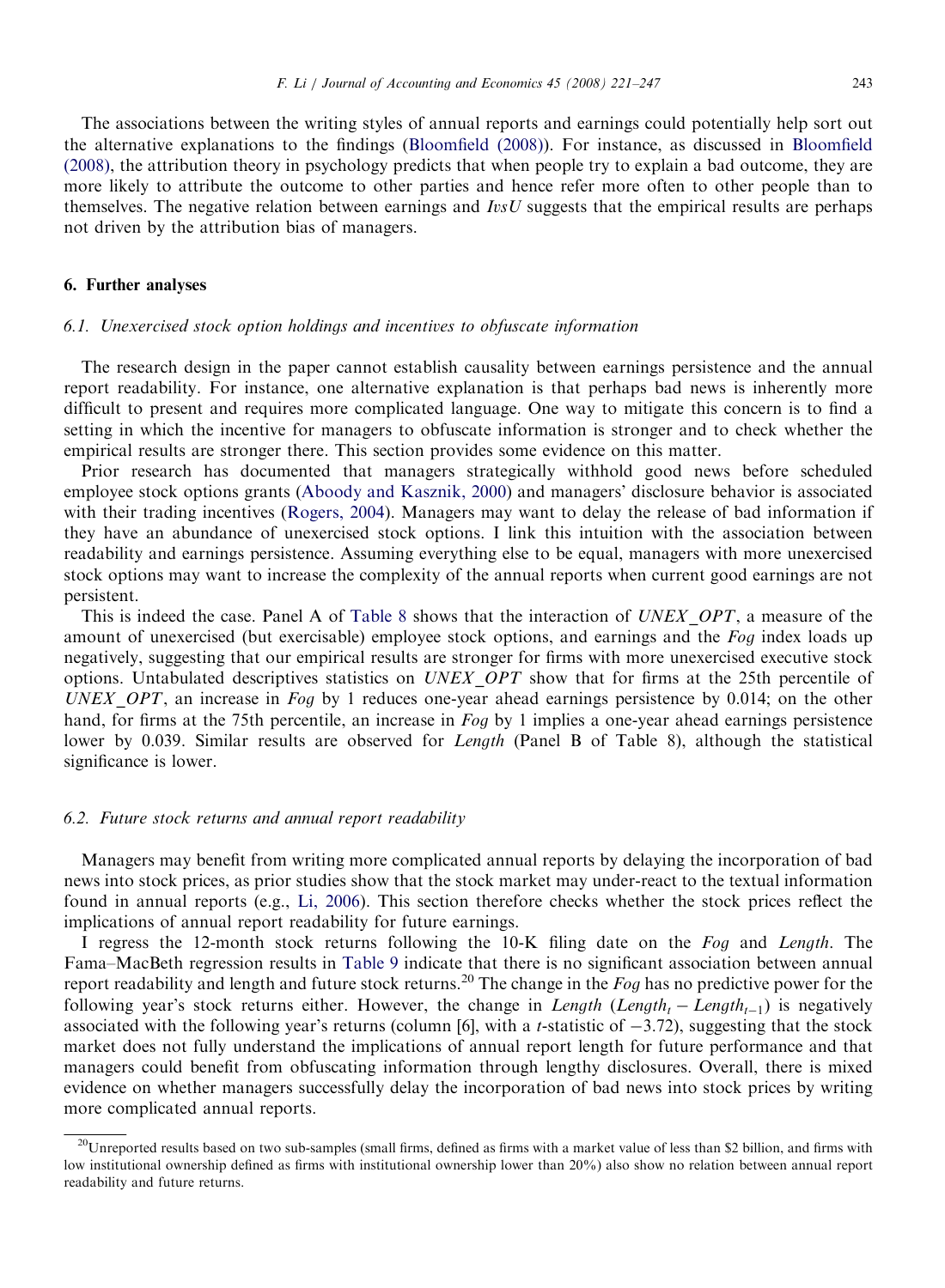The associations between the writing styles of annual reports and earnings could potentially help sort out the alternative explanations to the findings (Bloomfield (2008)). For instance, as discussed in Bloomfield (2008), the attribution theory in psychology predicts that when people try to explain a bad outcome, they are more likely to attribute the outcome to other parties and hence refer more often to other people than to themselves. The negative relation between earnings and *IvsU* suggests that the empirical results are perhaps not driven by the attribution bias of managers.

## 6. Further analyses

### 6.1. Unexercised stock option holdings and incentives to obfuscate information

The research design in the paper cannot establish causality between earnings persistence and the annual report readability. For instance, one alternative explanation is that perhaps bad news is inherently more difficult to present and requires more complicated language. One way to mitigate this concern is to find a setting in which the incentive for managers to obfuscate information is stronger and to check whether the empirical results are stronger there. This section provides some evidence on this matter.

Prior research has documented that managers strategically withhold good news before scheduled employee stock options grants (Aboody and Kasznik, 2000) and managers' disclosure behavior is associated with their trading incentives (Rogers, 2004). Managers may want to delay the release of bad information if they have an abundance of unexercised stock options. I link this intuition with the association between readability and earnings persistence. Assuming everything else to be equal, managers with more unexercised stock options may want to increase the complexity of the annual reports when current good earnings are not persistent.

This is indeed the case. Panel A of Table 8 shows that the interaction of *UNEX_OPT*, a measure of the amount of unexercised (but exercisable) employee stock options, and earnings and the *Fog* index loads up negatively, suggesting that our empirical results are stronger for firms with more unexercised executive stock options. Untabulated descriptives statistics on *UNEX_OPT* show that for firms at the 25th percentile of *UNEX_OPT*, an increase in *Fog* by 1 reduces one-year ahead earnings persistence by 0.014; on the other hand, for firms at the 75th percentile, an increase in *Fog* by 1 implies a one-year ahead earnings persistence lower by 0.039. Similar results are observed for *Length* (Panel B of Table 8), although the statistical significance is lower.

### 6.2. Future stock returns and annual report readability

Managers may benefit from writing more complicated annual reports by delaying the incorporation of bad news into stock prices, as prior studies show that the stock market may under-react to the textual information found in annual reports (e.g., Li, 2006). This section therefore checks whether the stock prices reflect the implications of annual report readability for future earnings.

I regress the 12-month stock returns following the 10-K filing date on the *Fog* and *Length*. The Fama–MacBeth regression results in Table 9 indicate that there is no significant association between annual report readability and length and future stock returns.[20] The change in the *Fog* has no predictive power for the following year's stock returns either. However, the change in *Length* ($Length_t - Length_{t-1}$) is negatively associated with the following year's returns (column [6], with a $t$-statistic of $-3.72$), suggesting that the stock market does not fully understand the implications of annual report length for future performance and that managers could benefit from obfuscating information through lengthy disclosures. Overall, there is mixed evidence on whether managers successfully delay the incorporation of bad news into stock prices by writing more complicated annual reports.

[20] Unreported results based on two sub-samples (small firms, defined as firms with a market value of less than \$2 billion, and firms with low institutional ownership defined as firms with institutional ownership lower than 20%) also show no relation between annual report readability and future returns.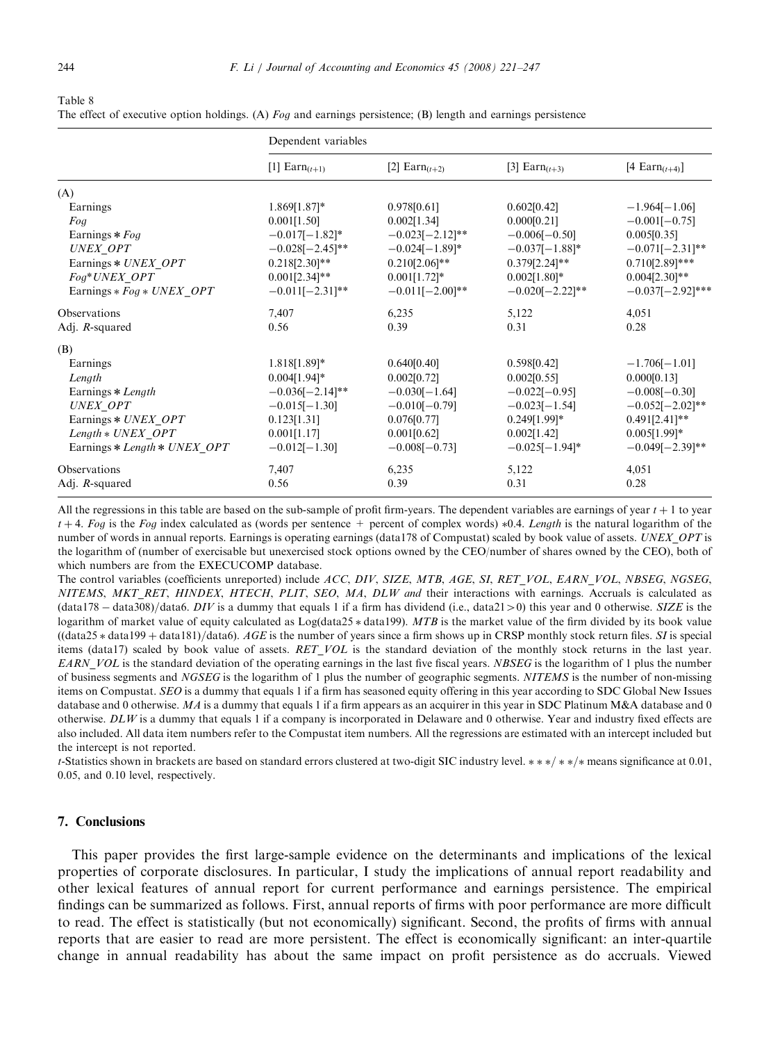Table 8
The effect of executive option holdings. (A) *Fog* and earnings persistence; (B) length and earnings persistence

| | Dependent variables | | | |
|---|---|---|---|---|
| | [1] $\text{Earn}_{(t+1)}$ | [2] $\text{Earn}_{(t+2)}$ | [3] $\text{Earn}_{(t+3)}$ | [4 $\text{Earn}_{(t+4)}$] |
| (A) | | | | |
| Earnings | 1.869[1.87]* | 0.978[0.61] | 0.602[0.42] | −1.964[−1.06] |
| *Fog* | 0.001[1.50] | 0.002[1.34] | 0.000[0.21] | −0.001[−0.75] |
| Earnings * *Fog* | −0.017[−1.82]* | −0.023[−2.12]** | −0.006[−0.50] | 0.005[0.35] |
| *UNEX_OPT* | −0.028[−2.45]** | −0.024[−1.89]* | −0.037[−1.88]* | −0.071[−2.31]** |
| Earnings * *UNEX_OPT* | 0.218[2.30]** | 0.210[2.06]** | 0.379[2.24]** | 0.710[2.89]*** |
| *Fog*\**UNEX_OPT* | 0.001[2.34]** | 0.001[1.72]* | 0.002[1.80]* | 0.004[2.30]** |
| Earnings * *Fog* * *UNEX_OPT* | −0.011[−2.31]** | −0.011[−2.00]** | −0.020[−2.22]** | −0.037[−2.92]*** |
| Observations | 7,407 | 6,235 | 5,122 | 4,051 |
| Adj. *R*-squared | 0.56 | 0.39 | 0.31 | 0.28 |
| (B) | | | | |
| Earnings | 1.818[1.89]* | 0.640[0.40] | 0.598[0.42] | −1.706[−1.01] |
| *Length* | 0.004[1.94]* | 0.002[0.72] | 0.002[0.55] | 0.000[0.13] |
| Earnings * *Length* | −0.036[−2.14]** | −0.030[−1.64] | −0.022[−0.95] | −0.008[−0.30] |
| *UNEX_OPT* | −0.015[−1.30] | −0.010[−0.79] | −0.023[−1.54] | −0.052[−2.02]** |
| Earnings * *UNEX_OPT* | 0.123[1.31] | 0.076[0.77] | 0.249[1.99]* | 0.491[2.41]** |
| *Length* * *UNEX_OPT* | 0.001[1.17] | 0.001[0.62] | 0.002[1.42] | 0.005[1.99]* |
| Earnings * *Length* * *UNEX_OPT* | −0.012[−1.30] | −0.008[−0.73] | −0.025[−1.94]* | −0.049[−2.39]** |
| Observations | 7,407 | 6,235 | 5,122 | 4,051 |
| Adj. *R*-squared | 0.56 | 0.39 | 0.31 | 0.28 |

All the regressions in this table are based on the sub-sample of profit firm-years. The dependent variables are earnings of year $t+1$ to year $t+4$. *Fog* is the *Fog* index calculated as (words per sentence + percent of complex words) \*0.4. *Length* is the natural logarithm of the number of words in annual reports. Earnings is operating earnings (data178 of Compustat) scaled by book value of assets. *UNEX_OPT* is the logarithm of (number of exercisable but unexercised stock options owned by the CEO/number of shares owned by the CEO), both of which numbers are from the EXECUCOMP database.

The control variables (coefficients unreported) include *ACC*, *DIV*, *SIZE*, *MTB*, *AGE*, *SI*, *RET_VOL*, *EARN_VOL*, *NBSEG*, *NGSEG*, *NITEMS*, *MKT_RET*, *HINDEX*, *HTECH*, *PLIT*, *SEO*, *MA*, *DLW and* their interactions with earnings. Accruals is calculated as (data178 − data308)/data6. *DIV* is a dummy that equals 1 if a firm has dividend (i.e., data21 > 0) this year and 0 otherwise. *SIZE* is the logarithm of market value of equity calculated as Log(data25 \* data199). *MTB* is the market value of the firm divided by its book value ((data25 \* data199 + data181)/data6). *AGE* is the number of years since a firm shows up in CRSP monthly stock return files. *SI* is special items (data17) scaled by book value of assets. *RET_VOL* is the standard deviation of the monthly stock returns in the last year. *EARN_VOL* is the standard deviation of the operating earnings in the last five fiscal years. *NBSEG* is the logarithm of 1 plus the number of business segments and *NGSEG* is the logarithm of 1 plus the number of geographic segments. *NITEMS* is the number of non-missing items on Compustat. *SEO* is a dummy that equals 1 if a firm has seasoned equity offering in this year according to SDC Global New Issues database and 0 otherwise. *MA* is a dummy that equals 1 if a firm appears as an acquirer in this year in SDC Platinum M&A database and 0 otherwise. *DLW* is a dummy that equals 1 if a company is incorporated in Delaware and 0 otherwise. Year and industry fixed effects are also included. All data item numbers refer to the Compustat item numbers. All the regressions are estimated with an intercept included but the intercept is not reported.

*t*-Statistics shown in brackets are based on standard errors clustered at two-digit SIC industry level. \*\*\*/\*\*/\* means significance at 0.01, 0.05, and 0.10 level, respectively.

## 7. Conclusions

This paper provides the first large-sample evidence on the determinants and implications of the lexical properties of corporate disclosures. In particular, I study the implications of annual report readability and other lexical features of annual report for current performance and earnings persistence. The empirical findings can be summarized as follows. First, annual reports of firms with poor performance are more difficult to read. The effect is statistically (but not economically) significant. Second, the profits of firms with annual reports that are easier to read are more persistent. The effect is economically significant: an inter-quartile change in annual readability has about the same impact on profit persistence as do accruals. Viewed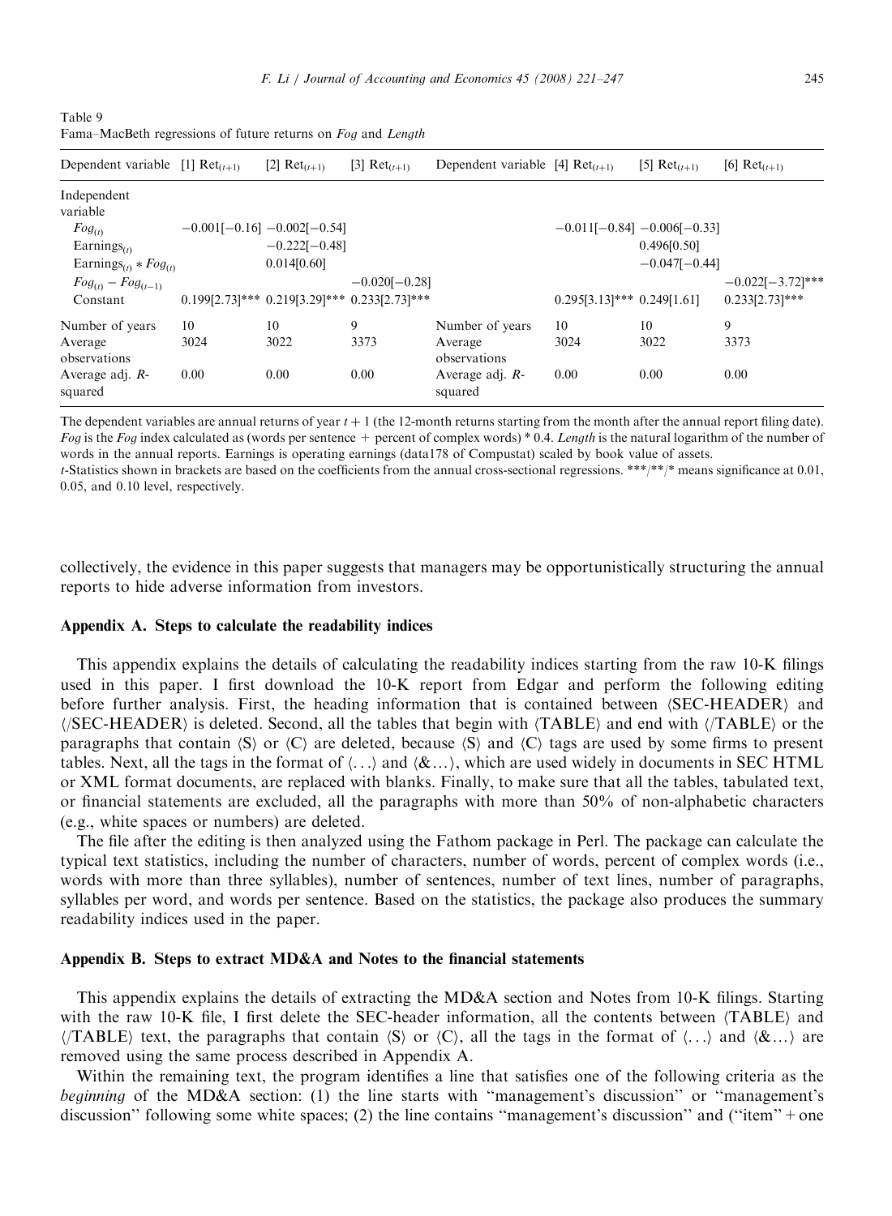Table 9
Fama–MacBeth regressions of future returns on *Fog* and *Length*

| Dependent variable | [1] $Ret_{(t+1)}$ | [2] $Ret_{(t+1)}$ | [3] $Ret_{(t+1)}$ | Dependent variable | [4] $Ret_{(t+1)}$ | [5] $Ret_{(t+1)}$ | [6] $Ret_{(t+1)}$ |
|---|---|---|---|---|---|---|---|
| Independent variable | | | | | | | |
| $Fog_{(t)}$ | −0.001[−0.16] | −0.002[−0.54] | | | −0.011[−0.84] | −0.006[−0.33] | |
| $Earnings_{(t)}$ | | −0.222[−0.48] | | | | 0.496[0.50] | |
| $Earnings_{(t)} * Fog_{(t)}$ | | 0.014[0.60] | | | | −0.047[−0.44] | |
| $Fog_{(t)} - Fog_{(t-1)}$ | | | −0.020[−0.28] | | | | −0.022[−3.72]*** |
| Constant | 0.199[2.73]*** | 0.219[3.29]*** | 0.233[2.73]*** | | 0.295[3.13]*** | 0.249[1.61] | 0.233[2.73]*** |
| Number of years | 10 | 10 | 9 | Number of years | 10 | 10 | 9 |
| Average observations | 3024 | 3022 | 3373 | Average observations | 3024 | 3022 | 3373 |
| Average adj. *R*-squared | 0.00 | 0.00 | 0.00 | Average adj. *R*-squared | 0.00 | 0.00 | 0.00 |

The dependent variables are annual returns of year $t+1$ (the 12-month returns starting from the month after the annual report filing date). *Fog* is the *Fog* index calculated as (words per sentence + percent of complex words) * 0.4. *Length* is the natural logarithm of the number of words in the annual reports. Earnings is operating earnings (data178 of Compustat) scaled by book value of assets.

*t*-Statistics shown in brackets are based on the coefficients from the annual cross-sectional regressions. ***/**/* means significance at 0.01, 0.05, and 0.10 level, respectively.

collectively, the evidence in this paper suggests that managers may be opportunistically structuring the annual reports to hide adverse information from investors.

## Appendix A. Steps to calculate the readability indices

This appendix explains the details of calculating the readability indices starting from the raw 10-K filings used in this paper. I first download the 10-K report from Edgar and perform the following editing before further analysis. First, the heading information that is contained between ⟨SEC-HEADER⟩ and ⟨/SEC-HEADER⟩ is deleted. Second, all the tables that begin with ⟨TABLE⟩ and end with ⟨/TABLE⟩ or the paragraphs that contain ⟨S⟩ or ⟨C⟩ are deleted, because ⟨S⟩ and ⟨C⟩ tags are used by some firms to present tables. Next, all the tags in the format of ⟨...⟩ and ⟨&...⟩, which are used widely in documents in SEC HTML or XML format documents, are replaced with blanks. Finally, to make sure that all the tables, tabulated text, or financial statements are excluded, all the paragraphs with more than 50% of non-alphabetic characters (e.g., white spaces or numbers) are deleted.

The file after the editing is then analyzed using the Fathom package in Perl. The package can calculate the typical text statistics, including the number of characters, number of words, percent of complex words (i.e., words with more than three syllables), number of sentences, number of text lines, number of paragraphs, syllables per word, and words per sentence. Based on the statistics, the package also produces the summary readability indices used in the paper.

## Appendix B. Steps to extract MD&A and Notes to the financial statements

This appendix explains the details of extracting the MD&A section and Notes from 10-K filings. Starting with the raw 10-K file, I first delete the SEC-header information, all the contents between ⟨TABLE⟩ and ⟨/TABLE⟩ text, the paragraphs that contain ⟨S⟩ or ⟨C⟩, all the tags in the format of ⟨...⟩ and ⟨&...⟩ are removed using the same process described in Appendix A.

Within the remaining text, the program identifies a line that satisfies one of the following criteria as the *beginning* of the MD&A section: (1) the line starts with "management's discussion" or "management's discussion" following some white spaces; (2) the line contains "management's discussion" and ("item" + one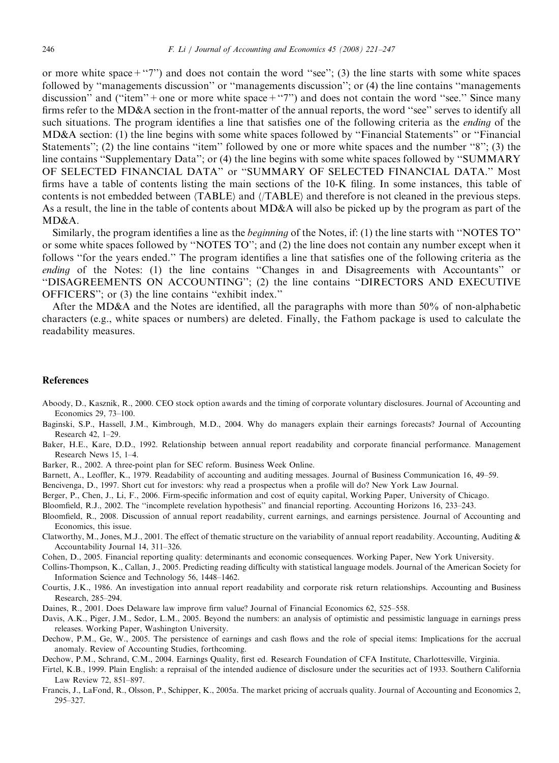or more white space + "7") and does not contain the word "see"; (3) the line starts with some white spaces followed by "managements discussion" or "managements discussion"; or (4) the line contains "managements discussion" and ("item" + one or more white space + "7") and does not contain the word "see." Since many firms refer to the MD&A section in the front-matter of the annual reports, the word "see" serves to identify all such situations. The program identifies a line that satisfies one of the following criteria as the *ending* of the MD&A section: (1) the line begins with some white spaces followed by "Financial Statements" or "Financial Statements"; (2) the line contains "item" followed by one or more white spaces and the number "8"; (3) the line contains "Supplementary Data"; or (4) the line begins with some white spaces followed by "SUMMARY OF SELECTED FINANCIAL DATA" or "SUMMARY OF SELECTED FINANCIAL DATA." Most firms have a table of contents listing the main sections of the 10-K filing. In some instances, this table of contents is not embedded between ⟨TABLE⟩ and ⟨/TABLE⟩ and therefore is not cleaned in the previous steps. As a result, the line in the table of contents about MD&A will also be picked up by the program as part of the MD&A.

Similarly, the program identifies a line as the *beginning* of the Notes, if: (1) the line starts with "NOTES TO" or some white spaces followed by "NOTES TO"; and (2) the line does not contain any number except when it follows "for the years ended." The program identifies a line that satisfies one of the following criteria as the *ending* of the Notes: (1) the line contains "Changes in and Disagreements with Accountants" or "DISAGREEMENTS ON ACCOUNTING"; (2) the line contains "DIRECTORS AND EXECUTIVE OFFICERS"; or (3) the line contains "exhibit index."

After the MD&A and the Notes are identified, all the paragraphs with more than 50% of non-alphabetic characters (e.g., white spaces or numbers) are deleted. Finally, the Fathom package is used to calculate the readability measures.

## References

Aboody, D., Kasznik, R., 2000. CEO stock option awards and the timing of corporate voluntary disclosures. Journal of Accounting and Economics 29, 73–100.

Baginski, S.P., Hassell, J.M., Kimbrough, M.D., 2004. Why do managers explain their earnings forecasts? Journal of Accounting Research 42, 1–29.

Baker, H.E., Kare, D.D., 1992. Relationship between annual report readability and corporate financial performance. Management Research News 15, 1–4.

Barker, R., 2002. A three-point plan for SEC reform. Business Week Online.

Barnett, A., Leoffler, K., 1979. Readability of accounting and auditing messages. Journal of Business Communication 16, 49–59.

Bencivenga, D., 1997. Short cut for investors: why read a prospectus when a profile will do? New York Law Journal.

Berger, P., Chen, J., Li, F., 2006. Firm-specific information and cost of equity capital, Working Paper, University of Chicago.

Bloomfield, R.J., 2002. The "incomplete revelation hypothesis" and financial reporting. Accounting Horizons 16, 233–243.

Bloomfield, R., 2008. Discussion of annual report readability, current earnings, and earnings persistence. Journal of Accounting and Economics, this issue.

Clatworthy, M., Jones, M.J., 2001. The effect of thematic structure on the variability of annual report readability. Accounting, Auditing & Accountability Journal 14, 311–326.

Cohen, D., 2005. Financial reporting quality: determinants and economic consequences. Working Paper, New York University.

Collins-Thompson, K., Callan, J., 2005. Predicting reading difficulty with statistical language models. Journal of the American Society for Information Science and Technology 56, 1448–1462.

Courtis, J.K., 1986. An investigation into annual report readability and corporate risk return relationships. Accounting and Business Research, 285–294.

Daines, R., 2001. Does Delaware law improve firm value? Journal of Financial Economics 62, 525–558.

Davis, A.K., Piger, J.M., Sedor, L.M., 2005. Beyond the numbers: an analysis of optimistic and pessimistic language in earnings press releases. Working Paper, Washington University.

Dechow, P.M., Ge, W., 2005. The persistence of earnings and cash flows and the role of special items: Implications for the accrual anomaly. Review of Accounting Studies, forthcoming.

Dechow, P.M., Schrand, C.M., 2004. Earnings Quality, first ed. Research Foundation of CFA Institute, Charlottesville, Virginia.

Firtel, K.B., 1999. Plain English: a repraisal of the intended audience of disclosure under the securities act of 1933. Southern California Law Review 72, 851–897.

Francis, J., LaFond, R., Olsson, P., Schipper, K., 2005a. The market pricing of accruals quality. Journal of Accounting and Economics 2, 295–327.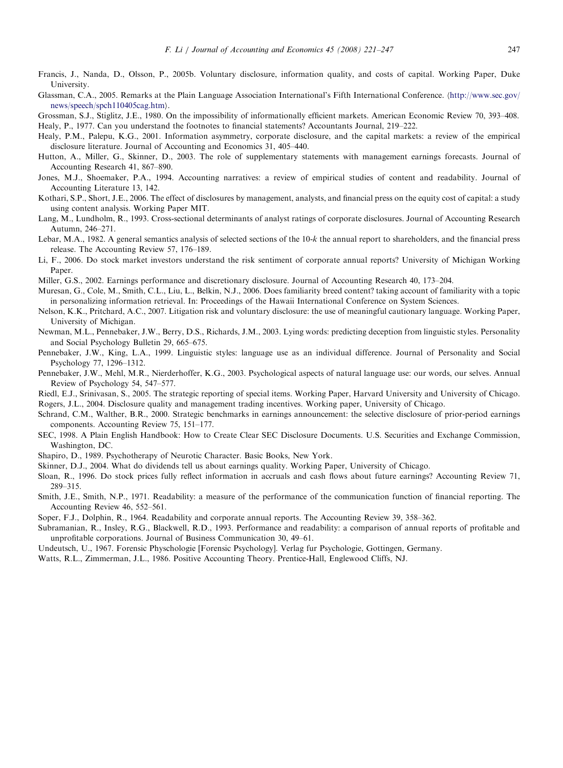Francis, J., Nanda, D., Olsson, P., 2005b. Voluntary disclosure, information quality, and costs of capital. Working Paper, Duke University.

Glassman, C.A., 2005. Remarks at the Plain Language Association International's Fifth International Conference. ⟨http://www.sec.gov/news/speech/spch110405cag.htm⟩.

Grossman, S.J., Stiglitz, J.E., 1980. On the impossibility of informationally efficient markets. American Economic Review 70, 393–408.

Healy, P., 1977. Can you understand the footnotes to financial statements? Accountants Journal, 219–222.

Healy, P.M., Palepu, K.G., 2001. Information asymmetry, corporate disclosure, and the capital markets: a review of the empirical disclosure literature. Journal of Accounting and Economics 31, 405–440.

Hutton, A., Miller, G., Skinner, D., 2003. The role of supplementary statements with management earnings forecasts. Journal of Accounting Research 41, 867–890.

Jones, M.J., Shoemaker, P.A., 1994. Accounting narratives: a review of empirical studies of content and readability. Journal of Accounting Literature 13, 142.

Kothari, S.P., Short, J.E., 2006. The effect of disclosures by management, analysts, and financial press on the equity cost of capital: a study using content analysis. Working Paper MIT.

Lang, M., Lundholm, R., 1993. Cross-sectional determinants of analyst ratings of corporate disclosures. Journal of Accounting Research Autumn, 246–271.

Lebar, M.A., 1982. A general semantics analysis of selected sections of the 10-*k* the annual report to shareholders, and the financial press release. The Accounting Review 57, 176–189.

Li, F., 2006. Do stock market investors understand the risk sentiment of corporate annual reports? University of Michigan Working Paper.

Miller, G.S., 2002. Earnings performance and discretionary disclosure. Journal of Accounting Research 40, 173–204.

Muresan, G., Cole, M., Smith, C.L., Liu, L., Belkin, N.J., 2006. Does familiarity breed content? taking account of familiarity with a topic in personalizing information retrieval. In: Proceedings of the Hawaii International Conference on System Sciences.

Nelson, K.K., Pritchard, A.C., 2007. Litigation risk and voluntary disclosure: the use of meaningful cautionary language. Working Paper, University of Michigan.

Newman, M.L., Pennebaker, J.W., Berry, D.S., Richards, J.M., 2003. Lying words: predicting deception from linguistic styles. Personality and Social Psychology Bulletin 29, 665–675.

Pennebaker, J.W., King, L.A., 1999. Linguistic styles: language use as an individual difference. Journal of Personality and Social Psychology 77, 1296–1312.

Pennebaker, J.W., Mehl, M.R., Nierderhoffer, K.G., 2003. Psychological aspects of natural language use: our words, our selves. Annual Review of Psychology 54, 547–577.

Riedl, E.J., Srinivasan, S., 2005. The strategic reporting of special items. Working Paper, Harvard University and University of Chicago.

Rogers, J.L., 2004. Disclosure quality and management trading incentives. Working paper, University of Chicago.

Schrand, C.M., Walther, B.R., 2000. Strategic benchmarks in earnings announcement: the selective disclosure of prior-period earnings components. Accounting Review 75, 151–177.

SEC, 1998. A Plain English Handbook: How to Create Clear SEC Disclosure Documents. U.S. Securities and Exchange Commission, Washington, DC.

Shapiro, D., 1989. Psychotherapy of Neurotic Character. Basic Books, New York.

Skinner, D.J., 2004. What do dividends tell us about earnings quality. Working Paper, University of Chicago.

Sloan, R., 1996. Do stock prices fully reflect information in accruals and cash flows about future earnings? Accounting Review 71, 289–315.

Smith, J.E., Smith, N.P., 1971. Readability: a measure of the performance of the communication function of financial reporting. The Accounting Review 46, 552–561.

Soper, F.J., Dolphin, R., 1964. Readability and corporate annual reports. The Accounting Review 39, 358–362.

Subramanian, R., Insley, R.G., Blackwell, R.D., 1993. Performance and readability: a comparison of annual reports of profitable and unprofitable corporations. Journal of Business Communication 30, 49–61.

Undeutsch, U., 1967. Forensic Physchologie [Forensic Psychology]. Verlag fur Psychologie, Gottingen, Germany.

Watts, R.L., Zimmerman, J.L., 1986. Positive Accounting Theory. Prentice-Hall, Englewood Cliffs, NJ.